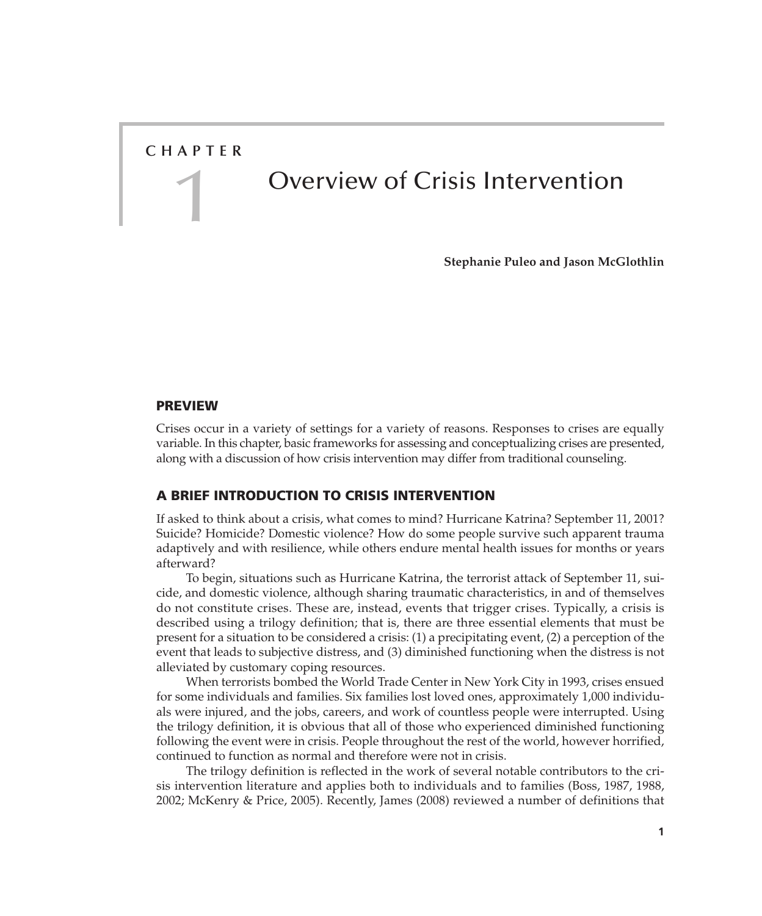# CHAPTER 1 Overview of Crisis Intervention

**Stephanie Puleo and Jason McGlothlin**

## PREVIEW

Crises occur in a variety of settings for a variety of reasons. Responses to crises are equally variable. In this chapter, basic frameworks for assessing and conceptualizing crises are presented, along with a discussion of how crisis intervention may differ from traditional counseling.

## A BRIEF INTRODUCTION TO CRISIS INTERVENTION

If asked to think about a crisis, what comes to mind? Hurricane Katrina? September 11, 2001? Suicide? Homicide? Domestic violence? How do some people survive such apparent trauma adaptively and with resilience, while others endure mental health issues for months or years afterward?

To begin, situations such as Hurricane Katrina, the terrorist attack of September 11, suicide, and domestic violence, although sharing traumatic characteristics, in and of themselves do not constitute crises. These are, instead, events that trigger crises. Typically, a crisis is described using a trilogy definition; that is, there are three essential elements that must be present for a situation to be considered a crisis: (1) a precipitating event, (2) a perception of the event that leads to subjective distress, and (3) diminished functioning when the distress is not alleviated by customary coping resources.

When terrorists bombed the World Trade Center in New York City in 1993, crises ensued for some individuals and families. Six families lost loved ones, approximately 1,000 individuals were injured, and the jobs, careers, and work of countless people were interrupted. Using the trilogy definition, it is obvious that all of those who experienced diminished functioning following the event were in crisis. People throughout the rest of the world, however horrified, continued to function as normal and therefore were not in crisis.

The trilogy definition is reflected in the work of several notable contributors to the crisis intervention literature and applies both to individuals and to families (Boss, 1987, 1988, 2002; McKenry & Price, 2005). Recently, James (2008) reviewed a number of definitions that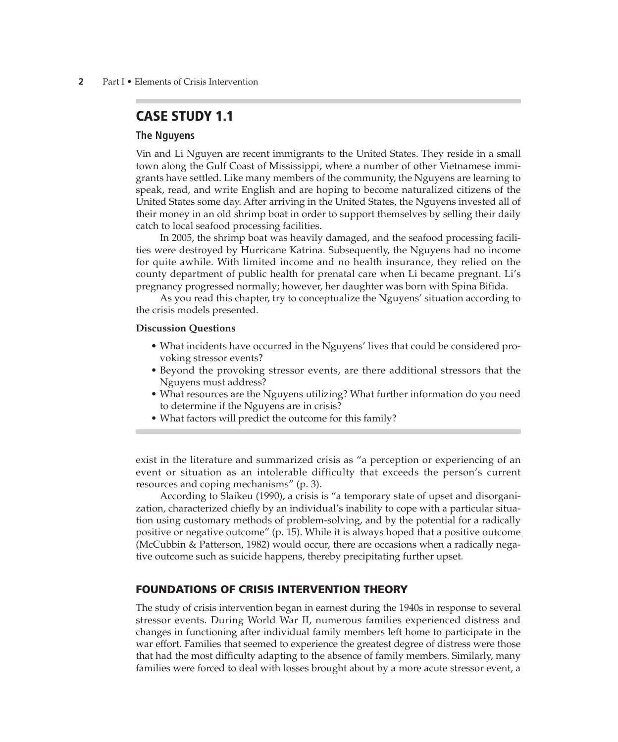## CASE STUDY 1.1

### The Nguyens

Vin and Li Nguyen are recent immigrants to the United States. They reside in a small town along the Gulf Coast of Mississippi, where a number of other Vietnamese immigrants have settled. Like many members of the community, the Nguyens are learning to speak, read, and write English and are hoping to become naturalized citizens of the United States some day. After arriving in the United States, the Nguyens invested all of their money in an old shrimp boat in order to support themselves by selling their daily catch to local seafood processing facilities.

In 2005, the shrimp boat was heavily damaged, and the seafood processing facilities were destroyed by Hurricane Katrina. Subsequently, the Nguyens had no income for quite awhile. With limited income and no health insurance, they relied on the county department of public health for prenatal care when Li became pregnant. Li's pregnancy progressed normally; however, her daughter was born with Spina Bifida.

As you read this chapter, try to conceptualize the Nguyens' situation according to the crisis models presented.

**Discussion Questions**

- What incidents have occurred in the Nguyens' lives that could be considered provoking stressor events?
- Beyond the provoking stressor events, are there additional stressors that the Nguyens must address?
- What resources are the Nguyens utilizing? What further information do you need to determine if the Nguyens are in crisis?
- What factors will predict the outcome for this family?

exist in the literature and summarized crisis as "a perception or experiencing of an event or situation as an intolerable difficulty that exceeds the person's current resources and coping mechanisms" (p. 3).

According to Slaikeu (1990), a crisis is "a temporary state of upset and disorganization, characterized chiefly by an individual's inability to cope with a particular situation using customary methods of problem-solving, and by the potential for a radically positive or negative outcome" (p. 15). While it is always hoped that a positive outcome (McCubbin & Patterson, 1982) would occur, there are occasions when a radically negative outcome such as suicide happens, thereby precipitating further upset.

## FOUNDATIONS OF CRISIS INTERVENTION THEORY

The study of crisis intervention began in earnest during the 1940s in response to several stressor events. During World War II, numerous families experienced distress and changes in functioning after individual family members left home to participate in the war effort. Families that seemed to experience the greatest degree of distress were those that had the most difficulty adapting to the absence of family members. Similarly, many families were forced to deal with losses brought about by a more acute stressor event, a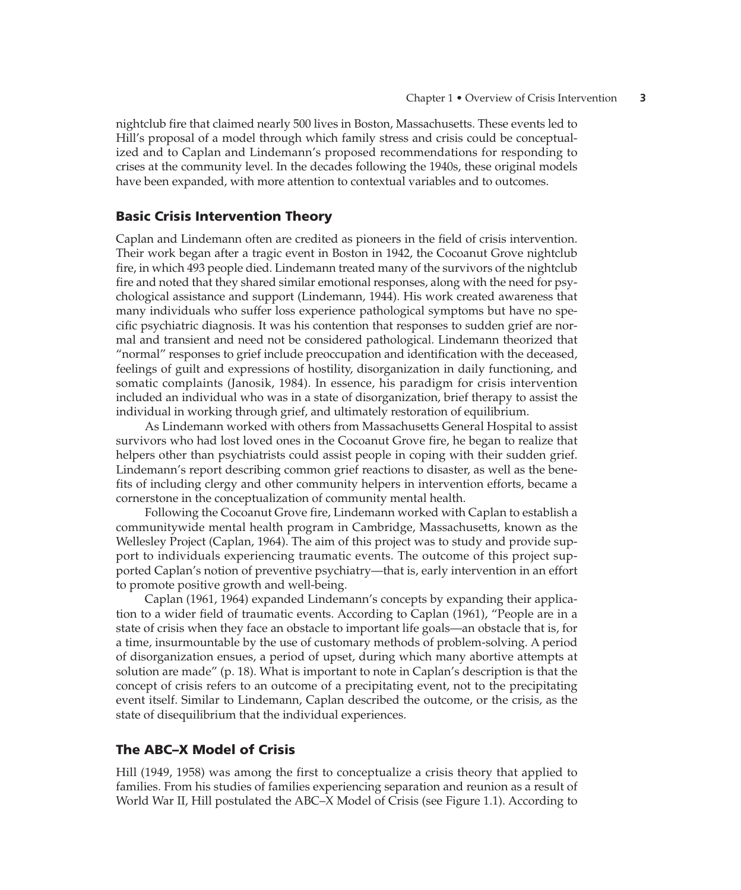nightclub fire that claimed nearly 500 lives in Boston, Massachusetts. These events led to Hill's proposal of a model through which family stress and crisis could be conceptualized and to Caplan and Lindemann's proposed recommendations for responding to crises at the community level. In the decades following the 1940s, these original models have been expanded, with more attention to contextual variables and to outcomes.

## Basic Crisis Intervention Theory

Caplan and Lindemann often are credited as pioneers in the field of crisis intervention. Their work began after a tragic event in Boston in 1942, the Cocoanut Grove nightclub fire, in which 493 people died. Lindemann treated many of the survivors of the nightclub fire and noted that they shared similar emotional responses, along with the need for psychological assistance and support (Lindemann, 1944). His work created awareness that many individuals who suffer loss experience pathological symptoms but have no specific psychiatric diagnosis. It was his contention that responses to sudden grief are normal and transient and need not be considered pathological. Lindemann theorized that "normal" responses to grief include preoccupation and identification with the deceased, feelings of guilt and expressions of hostility, disorganization in daily functioning, and somatic complaints (Janosik, 1984). In essence, his paradigm for crisis intervention included an individual who was in a state of disorganization, brief therapy to assist the individual in working through grief, and ultimately restoration of equilibrium.

As Lindemann worked with others from Massachusetts General Hospital to assist survivors who had lost loved ones in the Cocoanut Grove fire, he began to realize that helpers other than psychiatrists could assist people in coping with their sudden grief. Lindemann's report describing common grief reactions to disaster, as well as the benefits of including clergy and other community helpers in intervention efforts, became a cornerstone in the conceptualization of community mental health.

Following the Cocoanut Grove fire, Lindemann worked with Caplan to establish a communitywide mental health program in Cambridge, Massachusetts, known as the Wellesley Project (Caplan, 1964). The aim of this project was to study and provide support to individuals experiencing traumatic events. The outcome of this project supported Caplan's notion of preventive psychiatry—that is, early intervention in an effort to promote positive growth and well-being.

Caplan (1961, 1964) expanded Lindemann's concepts by expanding their application to a wider field of traumatic events. According to Caplan (1961), "People are in a state of crisis when they face an obstacle to important life goals—an obstacle that is, for a time, insurmountable by the use of customary methods of problem-solving. A period of disorganization ensues, a period of upset, during which many abortive attempts at solution are made" (p. 18). What is important to note in Caplan's description is that the concept of crisis refers to an outcome of a precipitating event, not to the precipitating event itself. Similar to Lindemann, Caplan described the outcome, or the crisis, as the state of disequilibrium that the individual experiences.

## The ABC–X Model of Crisis

Hill (1949, 1958) was among the first to conceptualize a crisis theory that applied to families. From his studies of families experiencing separation and reunion as a result of World War II, Hill postulated the ABC–X Model of Crisis (see Figure 1.1). According to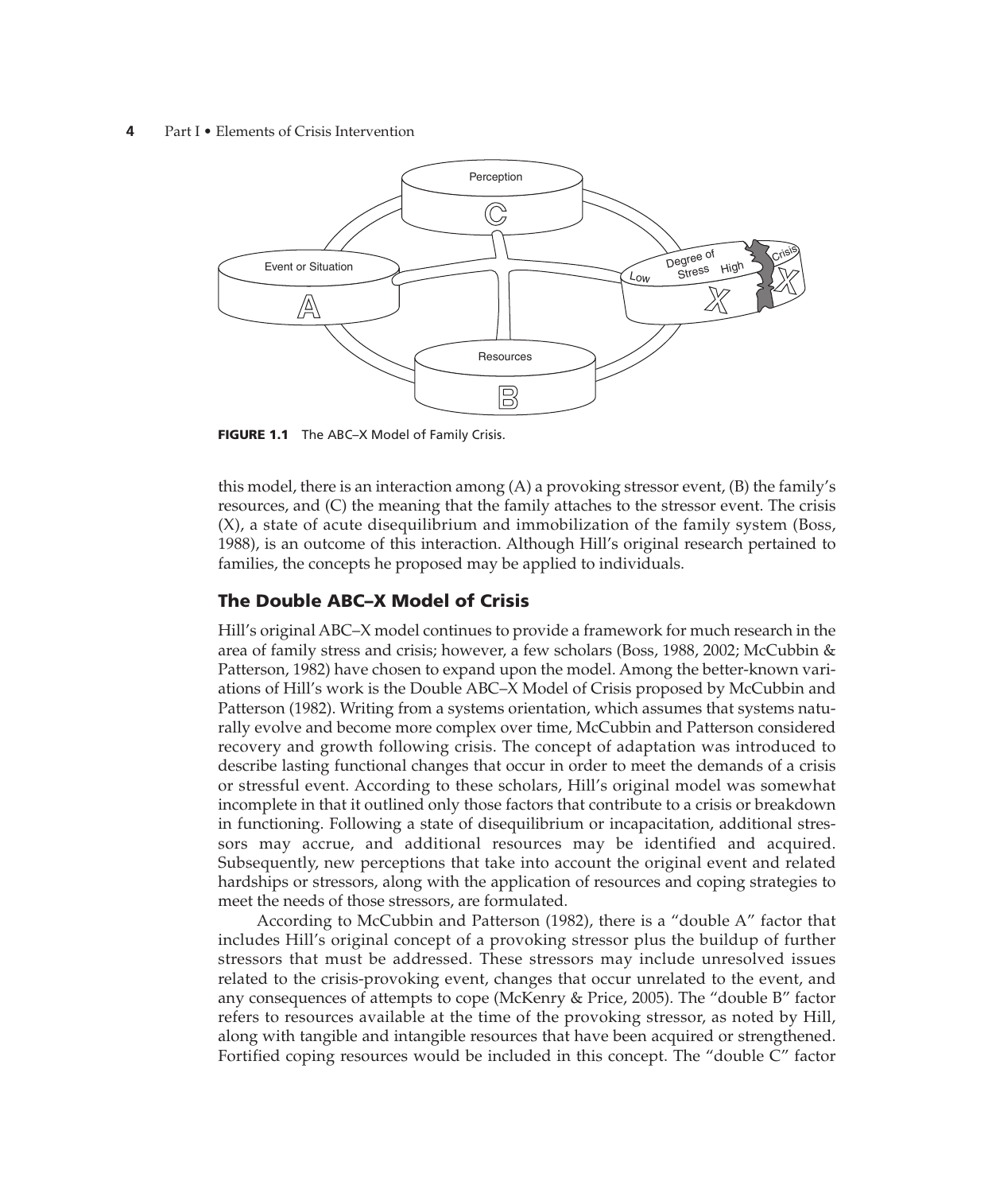**FIGURE 1.1** The ABC–X Model of Family Crisis.

this model, there is an interaction among (A) a provoking stressor event, (B) the family's resources, and (C) the meaning that the family attaches to the stressor event. The crisis (X), a state of acute disequilibrium and immobilization of the family system (Boss, 1988), is an outcome of this interaction. Although Hill's original research pertained to families, the concepts he proposed may be applied to individuals.

## The Double ABC–X Model of Crisis

Hill's original ABC–X model continues to provide a framework for much research in the area of family stress and crisis; however, a few scholars (Boss, 1988, 2002; McCubbin & Patterson, 1982) have chosen to expand upon the model. Among the better-known variations of Hill's work is the Double ABC–X Model of Crisis proposed by McCubbin and Patterson (1982). Writing from a systems orientation, which assumes that systems naturally evolve and become more complex over time, McCubbin and Patterson considered recovery and growth following crisis. The concept of adaptation was introduced to describe lasting functional changes that occur in order to meet the demands of a crisis or stressful event. According to these scholars, Hill's original model was somewhat incomplete in that it outlined only those factors that contribute to a crisis or breakdown in functioning. Following a state of disequilibrium or incapacitation, additional stressors may accrue, and additional resources may be identified and acquired. Subsequently, new perceptions that take into account the original event and related hardships or stressors, along with the application of resources and coping strategies to meet the needs of those stressors, are formulated.

According to McCubbin and Patterson (1982), there is a "double A" factor that includes Hill's original concept of a provoking stressor plus the buildup of further stressors that must be addressed. These stressors may include unresolved issues related to the crisis-provoking event, changes that occur unrelated to the event, and any consequences of attempts to cope (McKenry & Price, 2005). The "double B" factor refers to resources available at the time of the provoking stressor, as noted by Hill, along with tangible and intangible resources that have been acquired or strengthened. Fortified coping resources would be included in this concept. The "double C" factor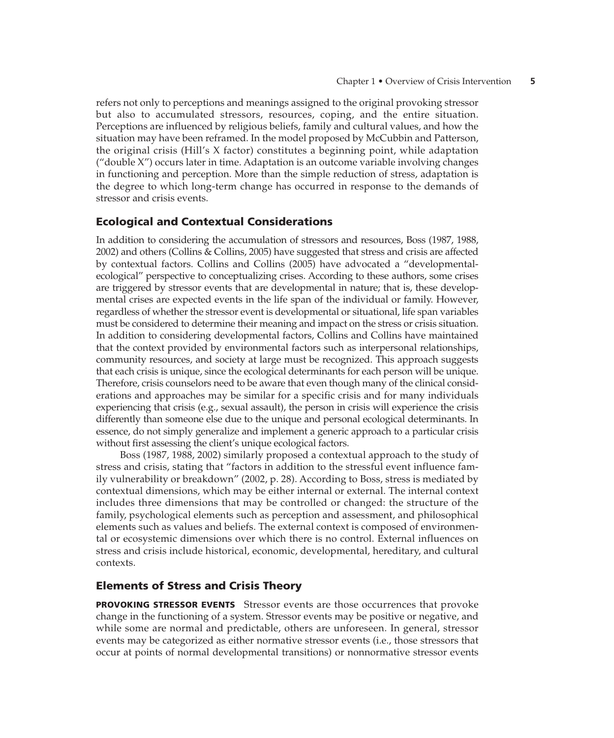refers not only to perceptions and meanings assigned to the original provoking stressor but also to accumulated stressors, resources, coping, and the entire situation. Perceptions are influenced by religious beliefs, family and cultural values, and how the situation may have been reframed. In the model proposed by McCubbin and Patterson, the original crisis (Hill's X factor) constitutes a beginning point, while adaptation ("double X") occurs later in time. Adaptation is an outcome variable involving changes in functioning and perception. More than the simple reduction of stress, adaptation is the degree to which long-term change has occurred in response to the demands of stressor and crisis events.

### Ecological and Contextual Considerations

In addition to considering the accumulation of stressors and resources, Boss (1987, 1988, 2002) and others (Collins & Collins, 2005) have suggested that stress and crisis are affected by contextual factors. Collins and Collins (2005) have advocated a "developmental-ecological" perspective to conceptualizing crises. According to these authors, some crises are triggered by stressor events that are developmental in nature; that is, these developmental crises are expected events in the life span of the individual or family. However, regardless of whether the stressor event is developmental or situational, life span variables must be considered to determine their meaning and impact on the stress or crisis situation. In addition to considering developmental factors, Collins and Collins have maintained that the context provided by environmental factors such as interpersonal relationships, community resources, and society at large must be recognized. This approach suggests that each crisis is unique, since the ecological determinants for each person will be unique. Therefore, crisis counselors need to be aware that even though many of the clinical considerations and approaches may be similar for a specific crisis and for many individuals experiencing that crisis (e.g., sexual assault), the person in crisis will experience the crisis differently than someone else due to the unique and personal ecological determinants. In essence, do not simply generalize and implement a generic approach to a particular crisis without first assessing the client's unique ecological factors.

Boss (1987, 1988, 2002) similarly proposed a contextual approach to the study of stress and crisis, stating that "factors in addition to the stressful event influence family vulnerability or breakdown" (2002, p. 28). According to Boss, stress is mediated by contextual dimensions, which may be either internal or external. The internal context includes three dimensions that may be controlled or changed: the structure of the family, psychological elements such as perception and assessment, and philosophical elements such as values and beliefs. The external context is composed of environmental or ecosystemic dimensions over which there is no control. External influences on stress and crisis include historical, economic, developmental, hereditary, and cultural contexts.

### Elements of Stress and Crisis Theory

**PROVOKING STRESSOR EVENTS** Stressor events are those occurrences that provoke change in the functioning of a system. Stressor events may be positive or negative, and while some are normal and predictable, others are unforeseen. In general, stressor events may be categorized as either normative stressor events (i.e., those stressors that occur at points of normal developmental transitions) or nonnormative stressor events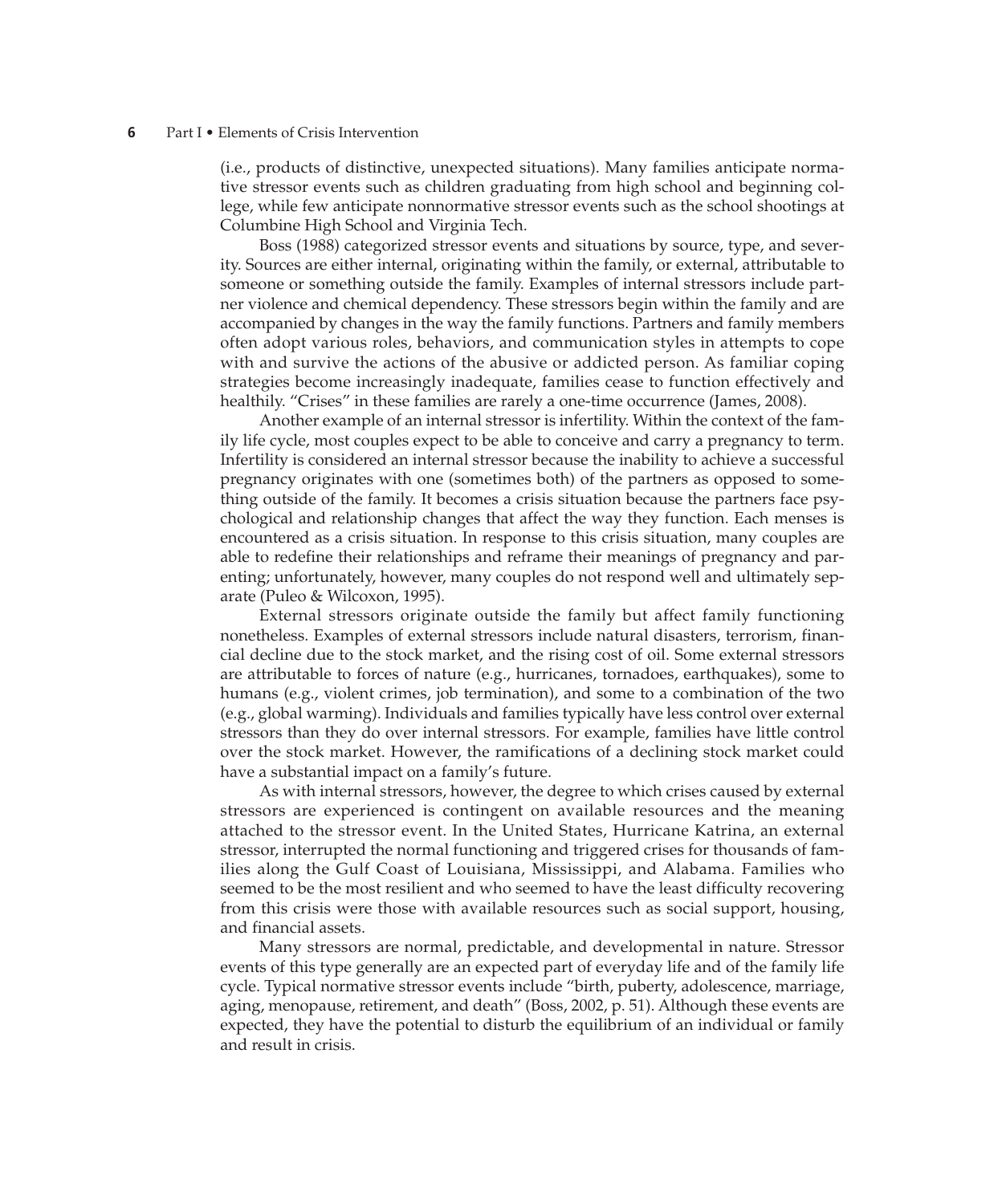(i.e., products of distinctive, unexpected situations). Many families anticipate normative stressor events such as children graduating from high school and beginning college, while few anticipate nonnormative stressor events such as the school shootings at Columbine High School and Virginia Tech.

Boss (1988) categorized stressor events and situations by source, type, and severity. Sources are either internal, originating within the family, or external, attributable to someone or something outside the family. Examples of internal stressors include partner violence and chemical dependency. These stressors begin within the family and are accompanied by changes in the way the family functions. Partners and family members often adopt various roles, behaviors, and communication styles in attempts to cope with and survive the actions of the abusive or addicted person. As familiar coping strategies become increasingly inadequate, families cease to function effectively and healthily. "Crises" in these families are rarely a one-time occurrence (James, 2008).

Another example of an internal stressor is infertility. Within the context of the family life cycle, most couples expect to be able to conceive and carry a pregnancy to term. Infertility is considered an internal stressor because the inability to achieve a successful pregnancy originates with one (sometimes both) of the partners as opposed to something outside of the family. It becomes a crisis situation because the partners face psychological and relationship changes that affect the way they function. Each menses is encountered as a crisis situation. In response to this crisis situation, many couples are able to redefine their relationships and reframe their meanings of pregnancy and parenting; unfortunately, however, many couples do not respond well and ultimately separate (Puleo & Wilcoxon, 1995).

External stressors originate outside the family but affect family functioning nonetheless. Examples of external stressors include natural disasters, terrorism, financial decline due to the stock market, and the rising cost of oil. Some external stressors are attributable to forces of nature (e.g., hurricanes, tornadoes, earthquakes), some to humans (e.g., violent crimes, job termination), and some to a combination of the two (e.g., global warming). Individuals and families typically have less control over external stressors than they do over internal stressors. For example, families have little control over the stock market. However, the ramifications of a declining stock market could have a substantial impact on a family's future.

As with internal stressors, however, the degree to which crises caused by external stressors are experienced is contingent on available resources and the meaning attached to the stressor event. In the United States, Hurricane Katrina, an external stressor, interrupted the normal functioning and triggered crises for thousands of families along the Gulf Coast of Louisiana, Mississippi, and Alabama. Families who seemed to be the most resilient and who seemed to have the least difficulty recovering from this crisis were those with available resources such as social support, housing, and financial assets.

Many stressors are normal, predictable, and developmental in nature. Stressor events of this type generally are an expected part of everyday life and of the family life cycle. Typical normative stressor events include "birth, puberty, adolescence, marriage, aging, menopause, retirement, and death" (Boss, 2002, p. 51). Although these events are expected, they have the potential to disturb the equilibrium of an individual or family and result in crisis.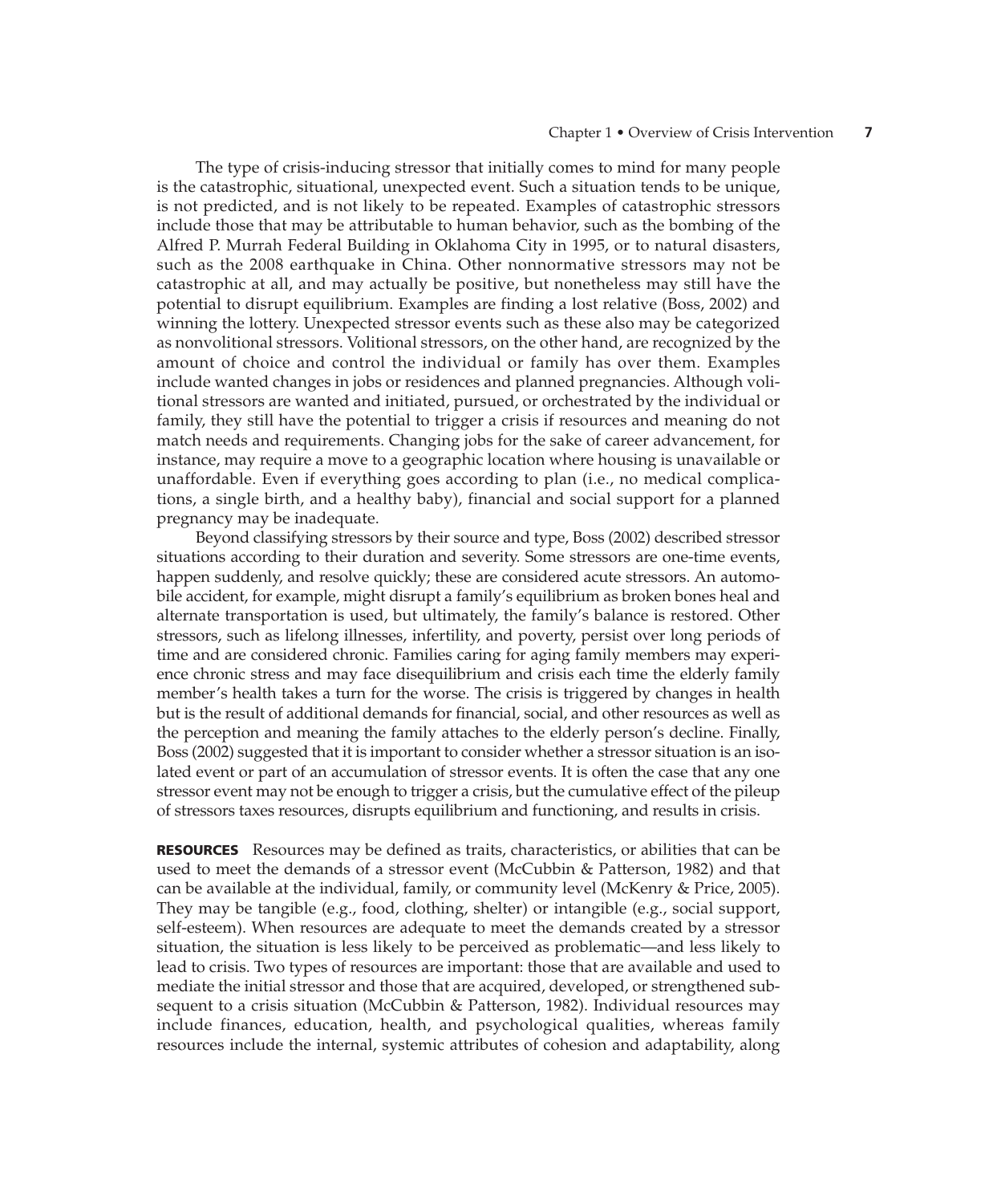The type of crisis-inducing stressor that initially comes to mind for many people is the catastrophic, situational, unexpected event. Such a situation tends to be unique, is not predicted, and is not likely to be repeated. Examples of catastrophic stressors include those that may be attributable to human behavior, such as the bombing of the Alfred P. Murrah Federal Building in Oklahoma City in 1995, or to natural disasters, such as the 2008 earthquake in China. Other nonnormative stressors may not be catastrophic at all, and may actually be positive, but nonetheless may still have the potential to disrupt equilibrium. Examples are finding a lost relative (Boss, 2002) and winning the lottery. Unexpected stressor events such as these also may be categorized as nonvolitional stressors. Volitional stressors, on the other hand, are recognized by the amount of choice and control the individual or family has over them. Examples include wanted changes in jobs or residences and planned pregnancies. Although volitional stressors are wanted and initiated, pursued, or orchestrated by the individual or family, they still have the potential to trigger a crisis if resources and meaning do not match needs and requirements. Changing jobs for the sake of career advancement, for instance, may require a move to a geographic location where housing is unavailable or unaffordable. Even if everything goes according to plan (i.e., no medical complications, a single birth, and a healthy baby), financial and social support for a planned pregnancy may be inadequate.

Beyond classifying stressors by their source and type, Boss (2002) described stressor situations according to their duration and severity. Some stressors are one-time events, happen suddenly, and resolve quickly; these are considered acute stressors. An automobile accident, for example, might disrupt a family's equilibrium as broken bones heal and alternate transportation is used, but ultimately, the family's balance is restored. Other stressors, such as lifelong illnesses, infertility, and poverty, persist over long periods of time and are considered chronic. Families caring for aging family members may experience chronic stress and may face disequilibrium and crisis each time the elderly family member's health takes a turn for the worse. The crisis is triggered by changes in health but is the result of additional demands for financial, social, and other resources as well as the perception and meaning the family attaches to the elderly person's decline. Finally, Boss (2002) suggested that it is important to consider whether a stressor situation is an isolated event or part of an accumulation of stressor events. It is often the case that any one stressor event may not be enough to trigger a crisis, but the cumulative effect of the pileup of stressors taxes resources, disrupts equilibrium and functioning, and results in crisis.

**RESOURCES** Resources may be defined as traits, characteristics, or abilities that can be used to meet the demands of a stressor event (McCubbin & Patterson, 1982) and that can be available at the individual, family, or community level (McKenry & Price, 2005). They may be tangible (e.g., food, clothing, shelter) or intangible (e.g., social support, self-esteem). When resources are adequate to meet the demands created by a stressor situation, the situation is less likely to be perceived as problematic—and less likely to lead to crisis. Two types of resources are important: those that are available and used to mediate the initial stressor and those that are acquired, developed, or strengthened subsequent to a crisis situation (McCubbin & Patterson, 1982). Individual resources may include finances, education, health, and psychological qualities, whereas family resources include the internal, systemic attributes of cohesion and adaptability, along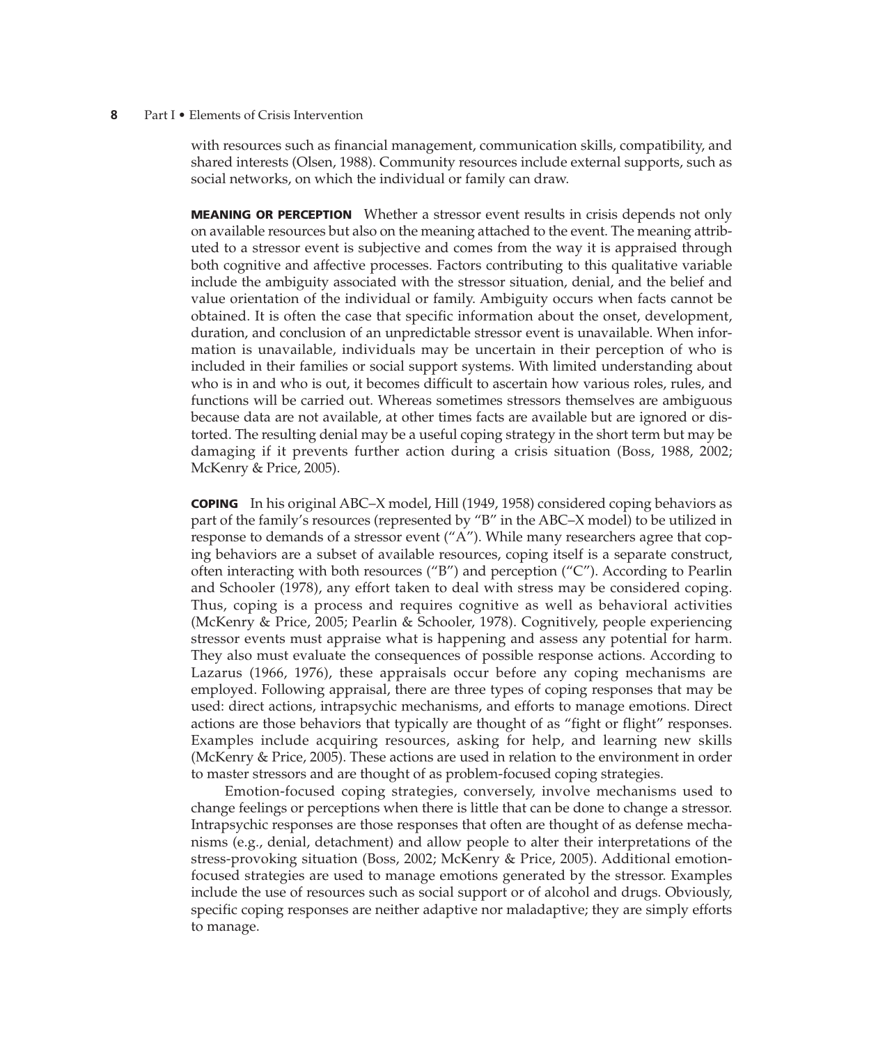with resources such as financial management, communication skills, compatibility, and shared interests (Olsen, 1988). Community resources include external supports, such as social networks, on which the individual or family can draw.

**MEANING OR PERCEPTION** Whether a stressor event results in crisis depends not only on available resources but also on the meaning attached to the event. The meaning attributed to a stressor event is subjective and comes from the way it is appraised through both cognitive and affective processes. Factors contributing to this qualitative variable include the ambiguity associated with the stressor situation, denial, and the belief and value orientation of the individual or family. Ambiguity occurs when facts cannot be obtained. It is often the case that specific information about the onset, development, duration, and conclusion of an unpredictable stressor event is unavailable. When information is unavailable, individuals may be uncertain in their perception of who is included in their families or social support systems. With limited understanding about who is in and who is out, it becomes difficult to ascertain how various roles, rules, and functions will be carried out. Whereas sometimes stressors themselves are ambiguous because data are not available, at other times facts are available but are ignored or distorted. The resulting denial may be a useful coping strategy in the short term but may be damaging if it prevents further action during a crisis situation (Boss, 1988, 2002; McKenry & Price, 2005).

**COPING** In his original ABC–X model, Hill (1949, 1958) considered coping behaviors as part of the family's resources (represented by "B" in the ABC–X model) to be utilized in response to demands of a stressor event ("A"). While many researchers agree that coping behaviors are a subset of available resources, coping itself is a separate construct, often interacting with both resources ("B") and perception ("C"). According to Pearlin and Schooler (1978), any effort taken to deal with stress may be considered coping. Thus, coping is a process and requires cognitive as well as behavioral activities (McKenry & Price, 2005; Pearlin & Schooler, 1978). Cognitively, people experiencing stressor events must appraise what is happening and assess any potential for harm. They also must evaluate the consequences of possible response actions. According to Lazarus (1966, 1976), these appraisals occur before any coping mechanisms are employed. Following appraisal, there are three types of coping responses that may be used: direct actions, intrapsychic mechanisms, and efforts to manage emotions. Direct actions are those behaviors that typically are thought of as "fight or flight" responses. Examples include acquiring resources, asking for help, and learning new skills (McKenry & Price, 2005). These actions are used in relation to the environment in order to master stressors and are thought of as problem-focused coping strategies.

Emotion-focused coping strategies, conversely, involve mechanisms used to change feelings or perceptions when there is little that can be done to change a stressor. Intrapsychic responses are those responses that often are thought of as defense mechanisms (e.g., denial, detachment) and allow people to alter their interpretations of the stress-provoking situation (Boss, 2002; McKenry & Price, 2005). Additional emotion-focused strategies are used to manage emotions generated by the stressor. Examples include the use of resources such as social support or of alcohol and drugs. Obviously, specific coping responses are neither adaptive nor maladaptive; they are simply efforts to manage.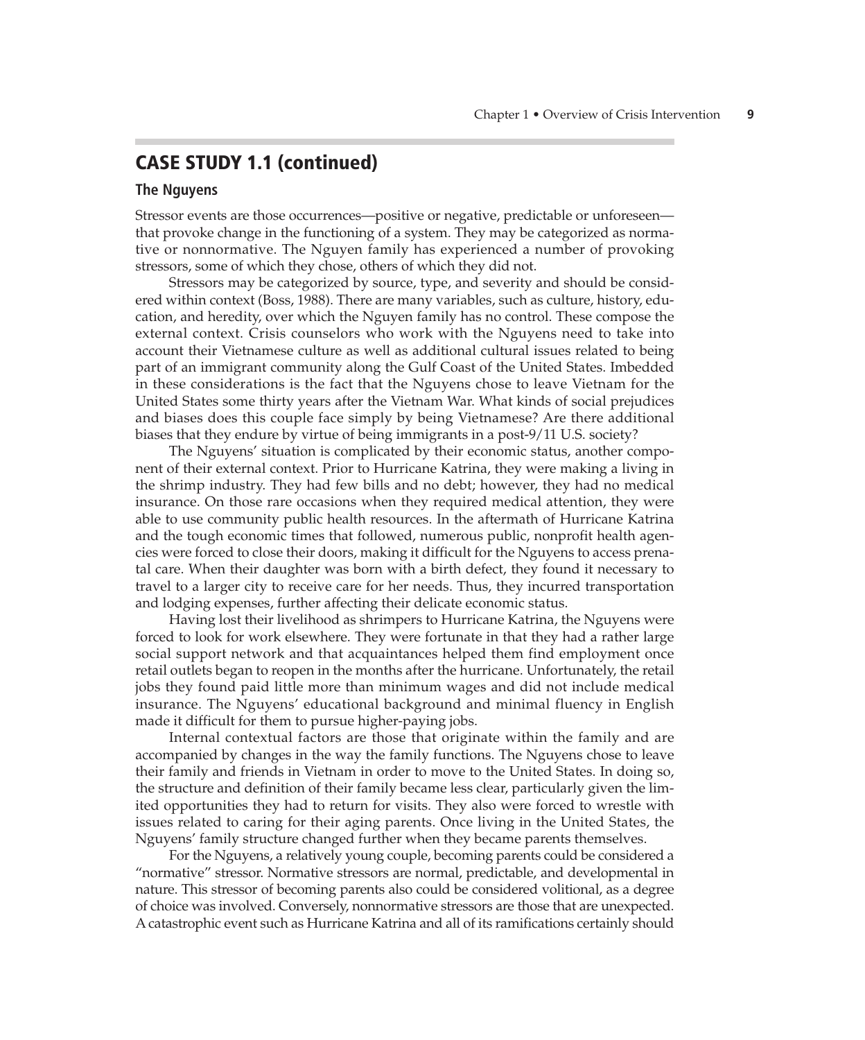## CASE STUDY 1.1 (continued)

### The Nguyens

Stressor events are those occurrences—positive or negative, predictable or unforeseen—that provoke change in the functioning of a system. They may be categorized as normative or nonnormative. The Nguyen family has experienced a number of provoking stressors, some of which they chose, others of which they did not.

Stressors may be categorized by source, type, and severity and should be considered within context (Boss, 1988). There are many variables, such as culture, history, education, and heredity, over which the Nguyen family has no control. These compose the external context. Crisis counselors who work with the Nguyens need to take into account their Vietnamese culture as well as additional cultural issues related to being part of an immigrant community along the Gulf Coast of the United States. Imbedded in these considerations is the fact that the Nguyens chose to leave Vietnam for the United States some thirty years after the Vietnam War. What kinds of social prejudices and biases does this couple face simply by being Vietnamese? Are there additional biases that they endure by virtue of being immigrants in a post-9/11 U.S. society?

The Nguyens' situation is complicated by their economic status, another component of their external context. Prior to Hurricane Katrina, they were making a living in the shrimp industry. They had few bills and no debt; however, they had no medical insurance. On those rare occasions when they required medical attention, they were able to use community public health resources. In the aftermath of Hurricane Katrina and the tough economic times that followed, numerous public, nonprofit health agencies were forced to close their doors, making it difficult for the Nguyens to access prenatal care. When their daughter was born with a birth defect, they found it necessary to travel to a larger city to receive care for her needs. Thus, they incurred transportation and lodging expenses, further affecting their delicate economic status.

Having lost their livelihood as shrimpers to Hurricane Katrina, the Nguyens were forced to look for work elsewhere. They were fortunate in that they had a rather large social support network and that acquaintances helped them find employment once retail outlets began to reopen in the months after the hurricane. Unfortunately, the retail jobs they found paid little more than minimum wages and did not include medical insurance. The Nguyens' educational background and minimal fluency in English made it difficult for them to pursue higher-paying jobs.

Internal contextual factors are those that originate within the family and are accompanied by changes in the way the family functions. The Nguyens chose to leave their family and friends in Vietnam in order to move to the United States. In doing so, the structure and definition of their family became less clear, particularly given the limited opportunities they had to return for visits. They also were forced to wrestle with issues related to caring for their aging parents. Once living in the United States, the Nguyens' family structure changed further when they became parents themselves.

For the Nguyens, a relatively young couple, becoming parents could be considered a "normative" stressor. Normative stressors are normal, predictable, and developmental in nature. This stressor of becoming parents also could be considered volitional, as a degree of choice was involved. Conversely, nonnormative stressors are those that are unexpected. A catastrophic event such as Hurricane Katrina and all of its ramifications certainly should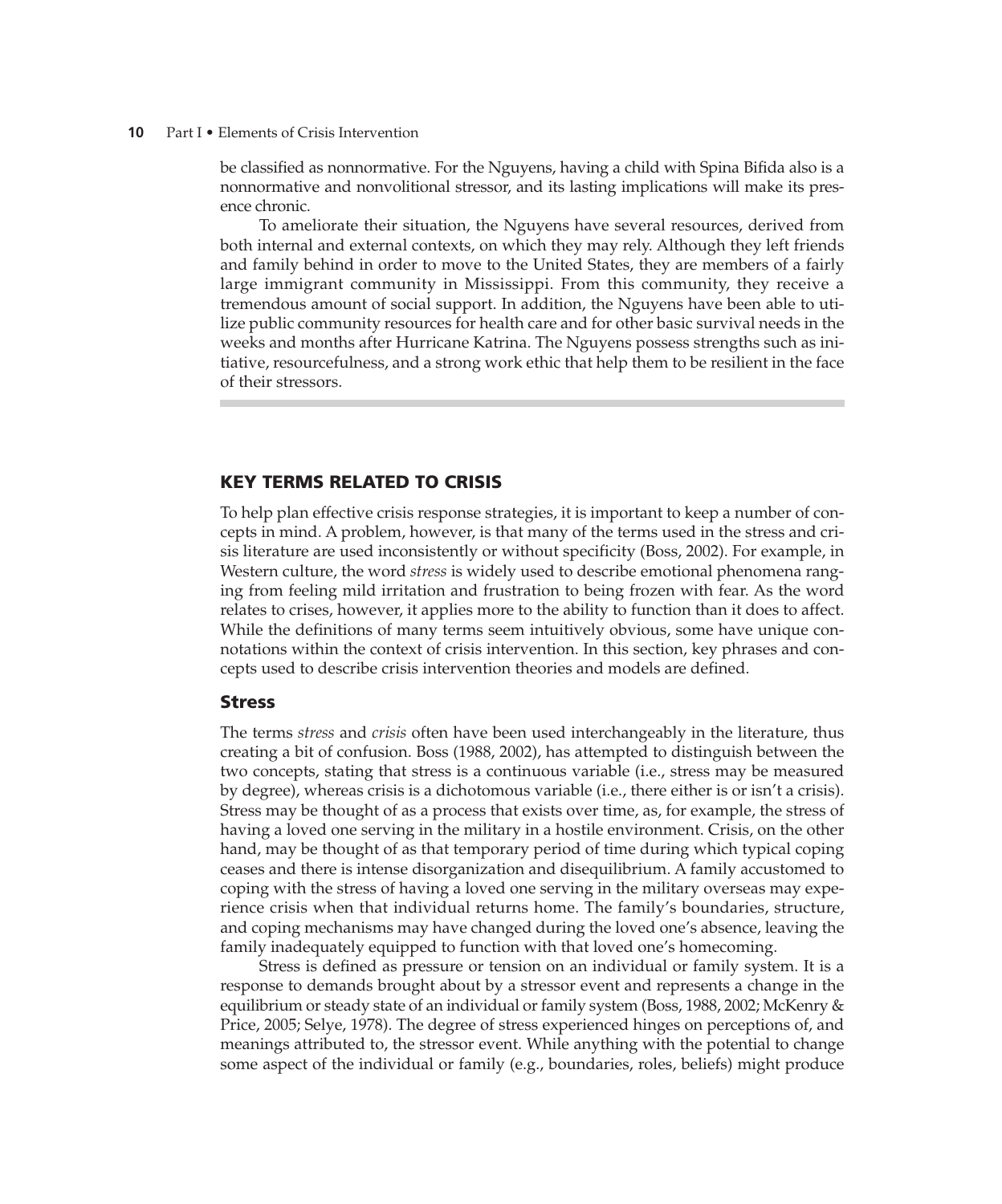be classified as nonnormative. For the Nguyens, having a child with Spina Bifida also is a nonnormative and nonvolitional stressor, and its lasting implications will make its presence chronic.

To ameliorate their situation, the Nguyens have several resources, derived from both internal and external contexts, on which they may rely. Although they left friends and family behind in order to move to the United States, they are members of a fairly large immigrant community in Mississippi. From this community, they receive a tremendous amount of social support. In addition, the Nguyens have been able to utilize public community resources for health care and for other basic survival needs in the weeks and months after Hurricane Katrina. The Nguyens possess strengths such as initiative, resourcefulness, and a strong work ethic that help them to be resilient in the face of their stressors.

## KEY TERMS RELATED TO CRISIS

To help plan effective crisis response strategies, it is important to keep a number of concepts in mind. A problem, however, is that many of the terms used in the stress and crisis literature are used inconsistently or without specificity (Boss, 2002). For example, in Western culture, the word *stress* is widely used to describe emotional phenomena ranging from feeling mild irritation and frustration to being frozen with fear. As the word relates to crises, however, it applies more to the ability to function than it does to affect. While the definitions of many terms seem intuitively obvious, some have unique connotations within the context of crisis intervention. In this section, key phrases and concepts used to describe crisis intervention theories and models are defined.

### Stress

The terms *stress* and *crisis* often have been used interchangeably in the literature, thus creating a bit of confusion. Boss (1988, 2002), has attempted to distinguish between the two concepts, stating that stress is a continuous variable (i.e., stress may be measured by degree), whereas crisis is a dichotomous variable (i.e., there either is or isn't a crisis). Stress may be thought of as a process that exists over time, as, for example, the stress of having a loved one serving in the military in a hostile environment. Crisis, on the other hand, may be thought of as that temporary period of time during which typical coping ceases and there is intense disorganization and disequilibrium. A family accustomed to coping with the stress of having a loved one serving in the military overseas may experience crisis when that individual returns home. The family's boundaries, structure, and coping mechanisms may have changed during the loved one's absence, leaving the family inadequately equipped to function with that loved one's homecoming.

Stress is defined as pressure or tension on an individual or family system. It is a response to demands brought about by a stressor event and represents a change in the equilibrium or steady state of an individual or family system (Boss, 1988, 2002; McKenry & Price, 2005; Selye, 1978). The degree of stress experienced hinges on perceptions of, and meanings attributed to, the stressor event. While anything with the potential to change some aspect of the individual or family (e.g., boundaries, roles, beliefs) might produce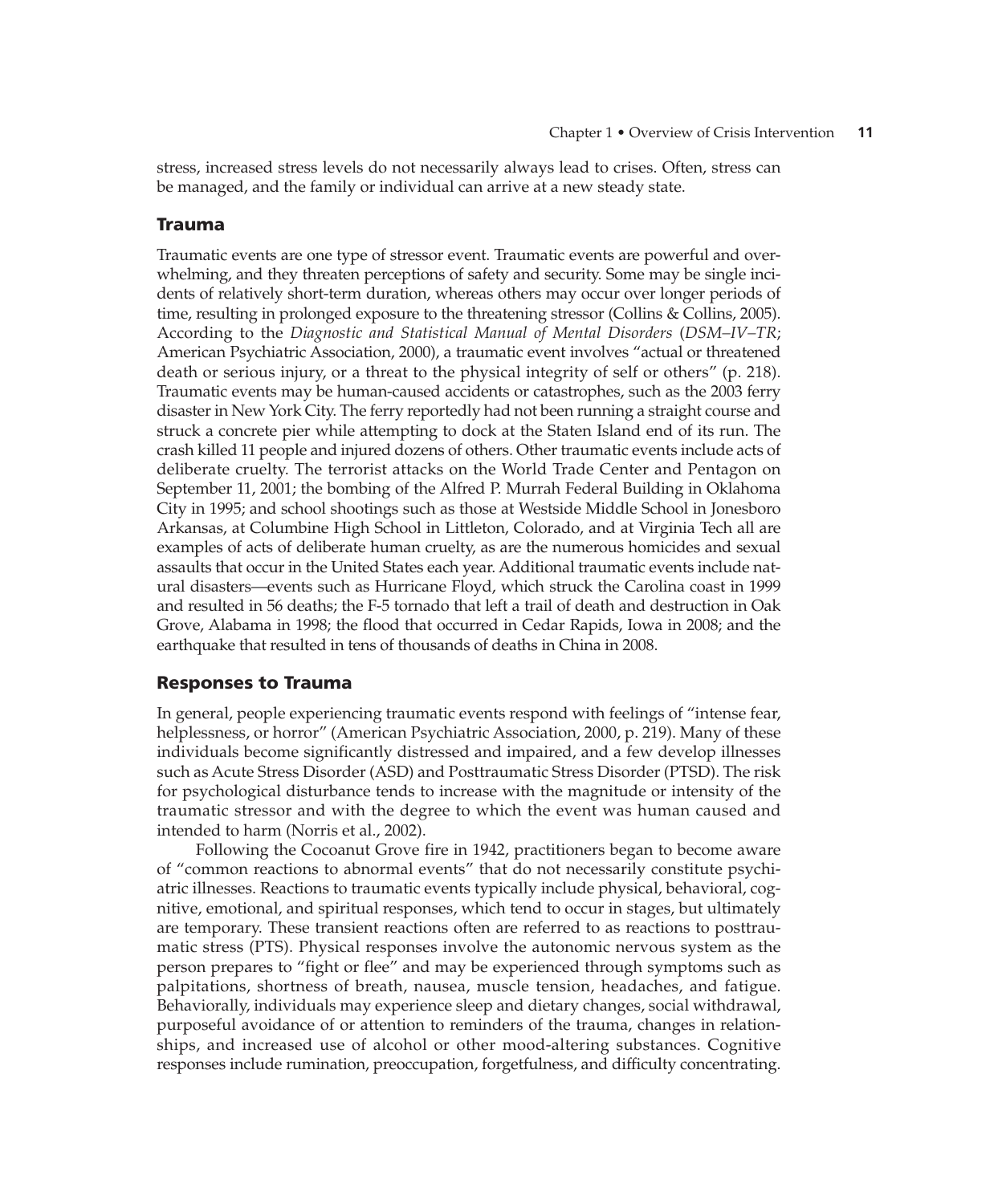stress, increased stress levels do not necessarily always lead to crises. Often, stress can be managed, and the family or individual can arrive at a new steady state.

## Trauma

Traumatic events are one type of stressor event. Traumatic events are powerful and overwhelming, and they threaten perceptions of safety and security. Some may be single incidents of relatively short-term duration, whereas others may occur over longer periods of time, resulting in prolonged exposure to the threatening stressor (Collins & Collins, 2005). According to the *Diagnostic and Statistical Manual of Mental Disorders* (*DSM–IV–TR*; American Psychiatric Association, 2000), a traumatic event involves "actual or threatened death or serious injury, or a threat to the physical integrity of self or others" (p. 218). Traumatic events may be human-caused accidents or catastrophes, such as the 2003 ferry disaster in New York City. The ferry reportedly had not been running a straight course and struck a concrete pier while attempting to dock at the Staten Island end of its run. The crash killed 11 people and injured dozens of others. Other traumatic events include acts of deliberate cruelty. The terrorist attacks on the World Trade Center and Pentagon on September 11, 2001; the bombing of the Alfred P. Murrah Federal Building in Oklahoma City in 1995; and school shootings such as those at Westside Middle School in Jonesboro Arkansas, at Columbine High School in Littleton, Colorado, and at Virginia Tech all are examples of acts of deliberate human cruelty, as are the numerous homicides and sexual assaults that occur in the United States each year. Additional traumatic events include natural disasters—events such as Hurricane Floyd, which struck the Carolina coast in 1999 and resulted in 56 deaths; the F-5 tornado that left a trail of death and destruction in Oak Grove, Alabama in 1998; the flood that occurred in Cedar Rapids, Iowa in 2008; and the earthquake that resulted in tens of thousands of deaths in China in 2008.

## Responses to Trauma

In general, people experiencing traumatic events respond with feelings of "intense fear, helplessness, or horror" (American Psychiatric Association, 2000, p. 219). Many of these individuals become significantly distressed and impaired, and a few develop illnesses such as Acute Stress Disorder (ASD) and Posttraumatic Stress Disorder (PTSD). The risk for psychological disturbance tends to increase with the magnitude or intensity of the traumatic stressor and with the degree to which the event was human caused and intended to harm (Norris et al., 2002).

Following the Cocoanut Grove fire in 1942, practitioners began to become aware of "common reactions to abnormal events" that do not necessarily constitute psychiatric illnesses. Reactions to traumatic events typically include physical, behavioral, cognitive, emotional, and spiritual responses, which tend to occur in stages, but ultimately are temporary. These transient reactions often are referred to as reactions to posttraumatic stress (PTS). Physical responses involve the autonomic nervous system as the person prepares to "fight or flee" and may be experienced through symptoms such as palpitations, shortness of breath, nausea, muscle tension, headaches, and fatigue. Behaviorally, individuals may experience sleep and dietary changes, social withdrawal, purposeful avoidance of or attention to reminders of the trauma, changes in relationships, and increased use of alcohol or other mood-altering substances. Cognitive responses include rumination, preoccupation, forgetfulness, and difficulty concentrating.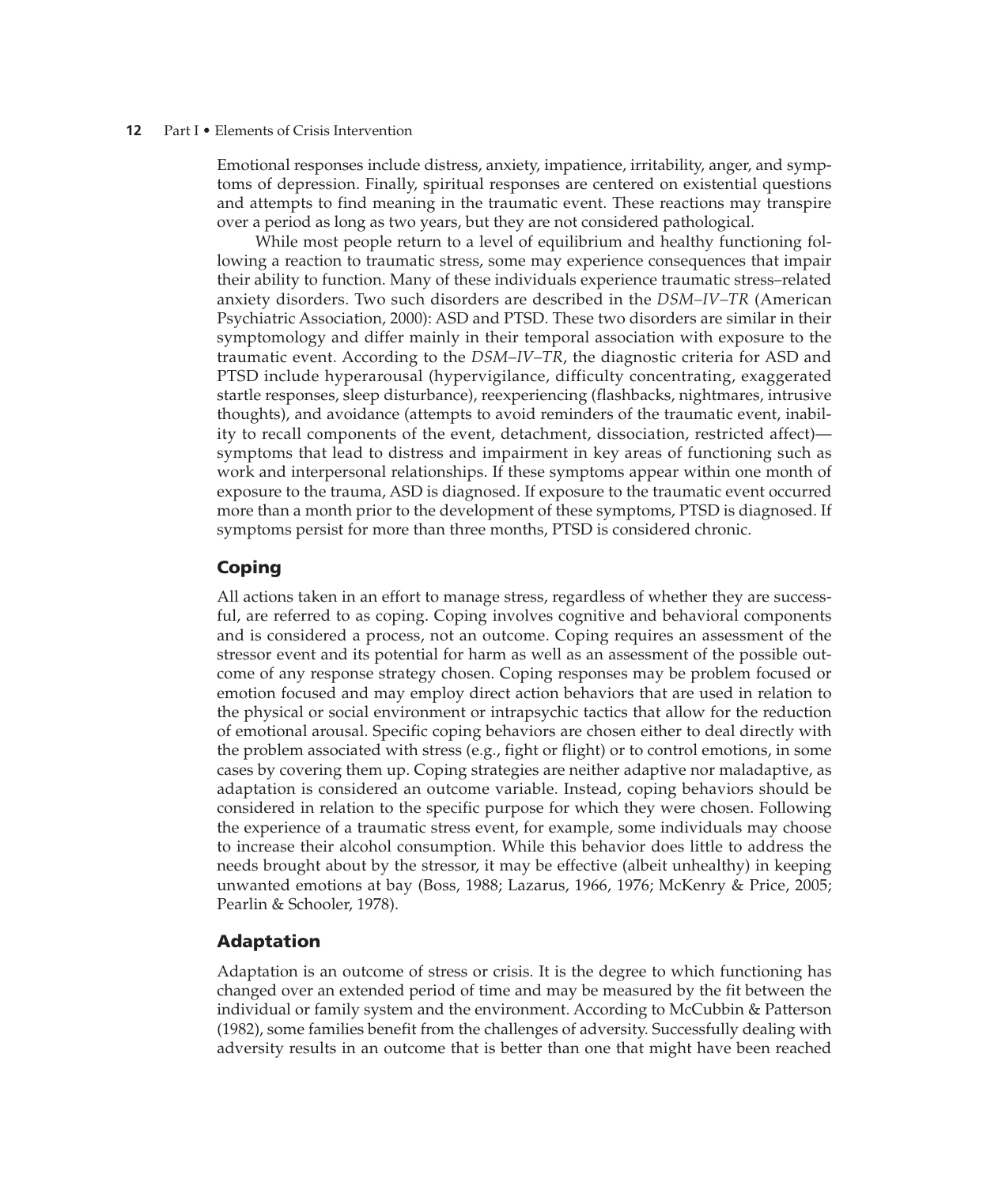Emotional responses include distress, anxiety, impatience, irritability, anger, and symptoms of depression. Finally, spiritual responses are centered on existential questions and attempts to find meaning in the traumatic event. These reactions may transpire over a period as long as two years, but they are not considered pathological.

While most people return to a level of equilibrium and healthy functioning following a reaction to traumatic stress, some may experience consequences that impair their ability to function. Many of these individuals experience traumatic stress–related anxiety disorders. Two such disorders are described in the *DSM–IV–TR* (American Psychiatric Association, 2000): ASD and PTSD. These two disorders are similar in their symptomology and differ mainly in their temporal association with exposure to the traumatic event. According to the *DSM–IV–TR*, the diagnostic criteria for ASD and PTSD include hyperarousal (hypervigilance, difficulty concentrating, exaggerated startle responses, sleep disturbance), reexperiencing (flashbacks, nightmares, intrusive thoughts), and avoidance (attempts to avoid reminders of the traumatic event, inability to recall components of the event, detachment, dissociation, restricted affect)—symptoms that lead to distress and impairment in key areas of functioning such as work and interpersonal relationships. If these symptoms appear within one month of exposure to the trauma, ASD is diagnosed. If exposure to the traumatic event occurred more than a month prior to the development of these symptoms, PTSD is diagnosed. If symptoms persist for more than three months, PTSD is considered chronic.

## Coping

All actions taken in an effort to manage stress, regardless of whether they are successful, are referred to as coping. Coping involves cognitive and behavioral components and is considered a process, not an outcome. Coping requires an assessment of the stressor event and its potential for harm as well as an assessment of the possible outcome of any response strategy chosen. Coping responses may be problem focused or emotion focused and may employ direct action behaviors that are used in relation to the physical or social environment or intrapsychic tactics that allow for the reduction of emotional arousal. Specific coping behaviors are chosen either to deal directly with the problem associated with stress (e.g., fight or flight) or to control emotions, in some cases by covering them up. Coping strategies are neither adaptive nor maladaptive, as adaptation is considered an outcome variable. Instead, coping behaviors should be considered in relation to the specific purpose for which they were chosen. Following the experience of a traumatic stress event, for example, some individuals may choose to increase their alcohol consumption. While this behavior does little to address the needs brought about by the stressor, it may be effective (albeit unhealthy) in keeping unwanted emotions at bay (Boss, 1988; Lazarus, 1966, 1976; McKenry & Price, 2005; Pearlin & Schooler, 1978).

## Adaptation

Adaptation is an outcome of stress or crisis. It is the degree to which functioning has changed over an extended period of time and may be measured by the fit between the individual or family system and the environment. According to McCubbin & Patterson (1982), some families benefit from the challenges of adversity. Successfully dealing with adversity results in an outcome that is better than one that might have been reached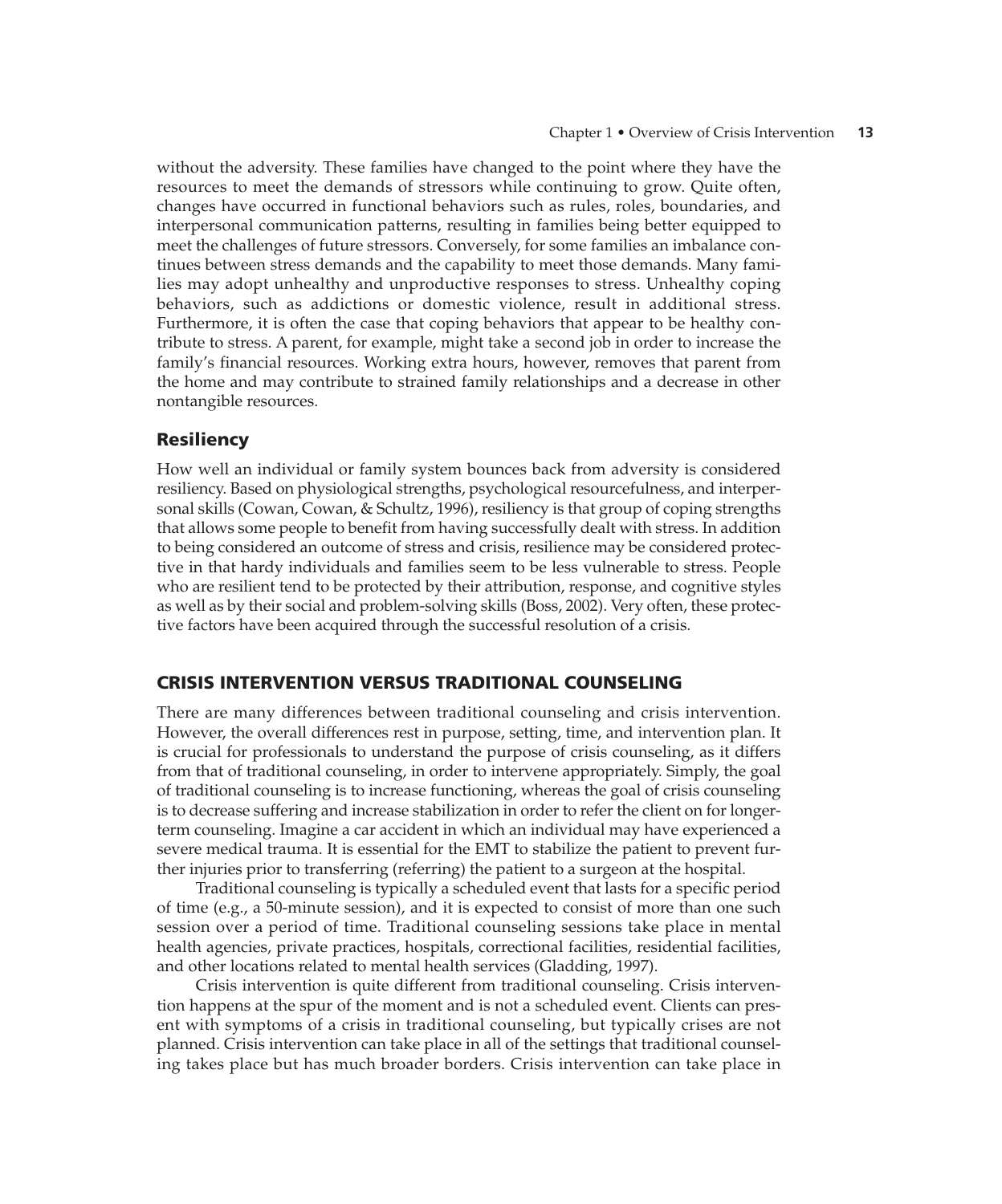without the adversity. These families have changed to the point where they have the resources to meet the demands of stressors while continuing to grow. Quite often, changes have occurred in functional behaviors such as rules, roles, boundaries, and interpersonal communication patterns, resulting in families being better equipped to meet the challenges of future stressors. Conversely, for some families an imbalance continues between stress demands and the capability to meet those demands. Many families may adopt unhealthy and unproductive responses to stress. Unhealthy coping behaviors, such as addictions or domestic violence, result in additional stress. Furthermore, it is often the case that coping behaviors that appear to be healthy contribute to stress. A parent, for example, might take a second job in order to increase the family's financial resources. Working extra hours, however, removes that parent from the home and may contribute to strained family relationships and a decrease in other nontangible resources.

### Resiliency

How well an individual or family system bounces back from adversity is considered resiliency. Based on physiological strengths, psychological resourcefulness, and interpersonal skills (Cowan, Cowan, & Schultz, 1996), resiliency is that group of coping strengths that allows some people to benefit from having successfully dealt with stress. In addition to being considered an outcome of stress and crisis, resilience may be considered protective in that hardy individuals and families seem to be less vulnerable to stress. People who are resilient tend to be protected by their attribution, response, and cognitive styles as well as by their social and problem-solving skills (Boss, 2002). Very often, these protective factors have been acquired through the successful resolution of a crisis.

## CRISIS INTERVENTION VERSUS TRADITIONAL COUNSELING

There are many differences between traditional counseling and crisis intervention. However, the overall differences rest in purpose, setting, time, and intervention plan. It is crucial for professionals to understand the purpose of crisis counseling, as it differs from that of traditional counseling, in order to intervene appropriately. Simply, the goal of traditional counseling is to increase functioning, whereas the goal of crisis counseling is to decrease suffering and increase stabilization in order to refer the client on for longer-term counseling. Imagine a car accident in which an individual may have experienced a severe medical trauma. It is essential for the EMT to stabilize the patient to prevent further injuries prior to transferring (referring) the patient to a surgeon at the hospital.

Traditional counseling is typically a scheduled event that lasts for a specific period of time (e.g., a 50-minute session), and it is expected to consist of more than one such session over a period of time. Traditional counseling sessions take place in mental health agencies, private practices, hospitals, correctional facilities, residential facilities, and other locations related to mental health services (Gladding, 1997).

Crisis intervention is quite different from traditional counseling. Crisis intervention happens at the spur of the moment and is not a scheduled event. Clients can present with symptoms of a crisis in traditional counseling, but typically crises are not planned. Crisis intervention can take place in all of the settings that traditional counseling takes place but has much broader borders. Crisis intervention can take place in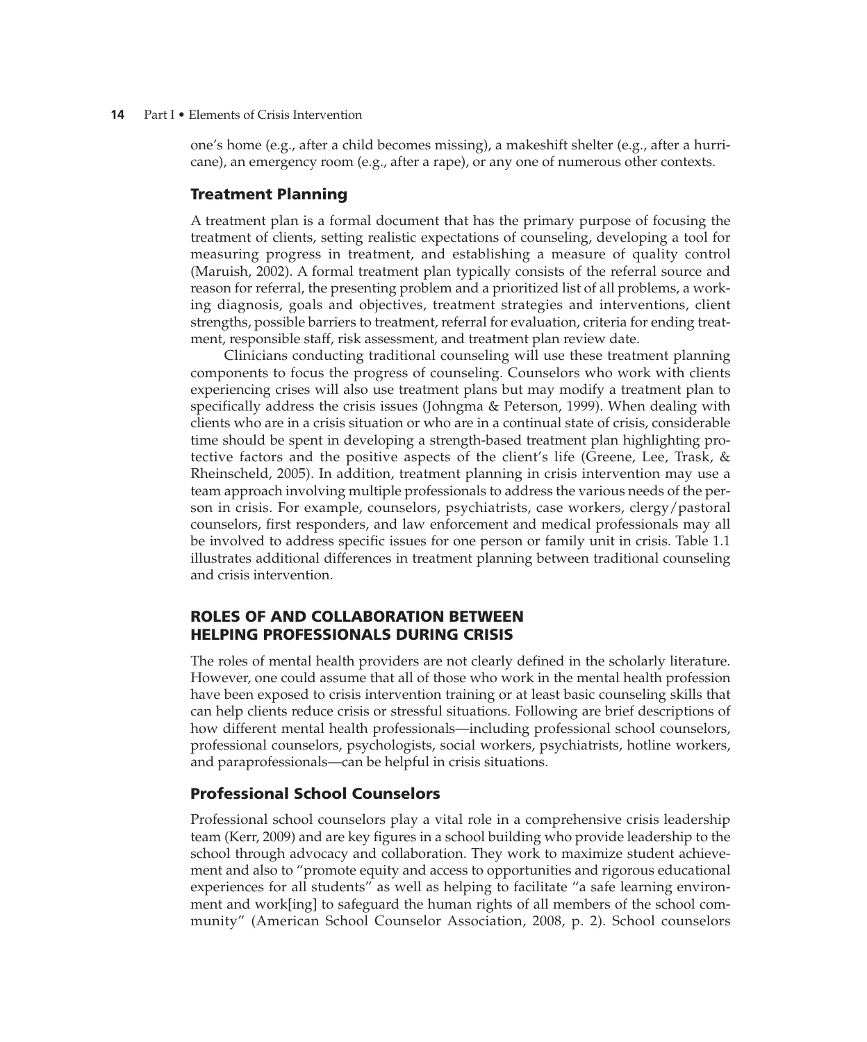one's home (e.g., after a child becomes missing), a makeshift shelter (e.g., after a hurricane), an emergency room (e.g., after a rape), or any one of numerous other contexts.

### Treatment Planning

A treatment plan is a formal document that has the primary purpose of focusing the treatment of clients, setting realistic expectations of counseling, developing a tool for measuring progress in treatment, and establishing a measure of quality control (Maruish, 2002). A formal treatment plan typically consists of the referral source and reason for referral, the presenting problem and a prioritized list of all problems, a working diagnosis, goals and objectives, treatment strategies and interventions, client strengths, possible barriers to treatment, referral for evaluation, criteria for ending treatment, responsible staff, risk assessment, and treatment plan review date.

Clinicians conducting traditional counseling will use these treatment planning components to focus the progress of counseling. Counselors who work with clients experiencing crises will also use treatment plans but may modify a treatment plan to specifically address the crisis issues (Johngma & Peterson, 1999). When dealing with clients who are in a crisis situation or who are in a continual state of crisis, considerable time should be spent in developing a strength-based treatment plan highlighting protective factors and the positive aspects of the client's life (Greene, Lee, Trask, & Rheinscheld, 2005). In addition, treatment planning in crisis intervention may use a team approach involving multiple professionals to address the various needs of the person in crisis. For example, counselors, psychiatrists, case workers, clergy/pastoral counselors, first responders, and law enforcement and medical professionals may all be involved to address specific issues for one person or family unit in crisis. Table 1.1 illustrates additional differences in treatment planning between traditional counseling and crisis intervention.

## ROLES OF AND COLLABORATION BETWEEN HELPING PROFESSIONALS DURING CRISIS

The roles of mental health providers are not clearly defined in the scholarly literature. However, one could assume that all of those who work in the mental health profession have been exposed to crisis intervention training or at least basic counseling skills that can help clients reduce crisis or stressful situations. Following are brief descriptions of how different mental health professionals—including professional school counselors, professional counselors, psychologists, social workers, psychiatrists, hotline workers, and paraprofessionals—can be helpful in crisis situations.

### Professional School Counselors

Professional school counselors play a vital role in a comprehensive crisis leadership team (Kerr, 2009) and are key figures in a school building who provide leadership to the school through advocacy and collaboration. They work to maximize student achievement and also to "promote equity and access to opportunities and rigorous educational experiences for all students" as well as helping to facilitate "a safe learning environment and work[ing] to safeguard the human rights of all members of the school community" (American School Counselor Association, 2008, p. 2). School counselors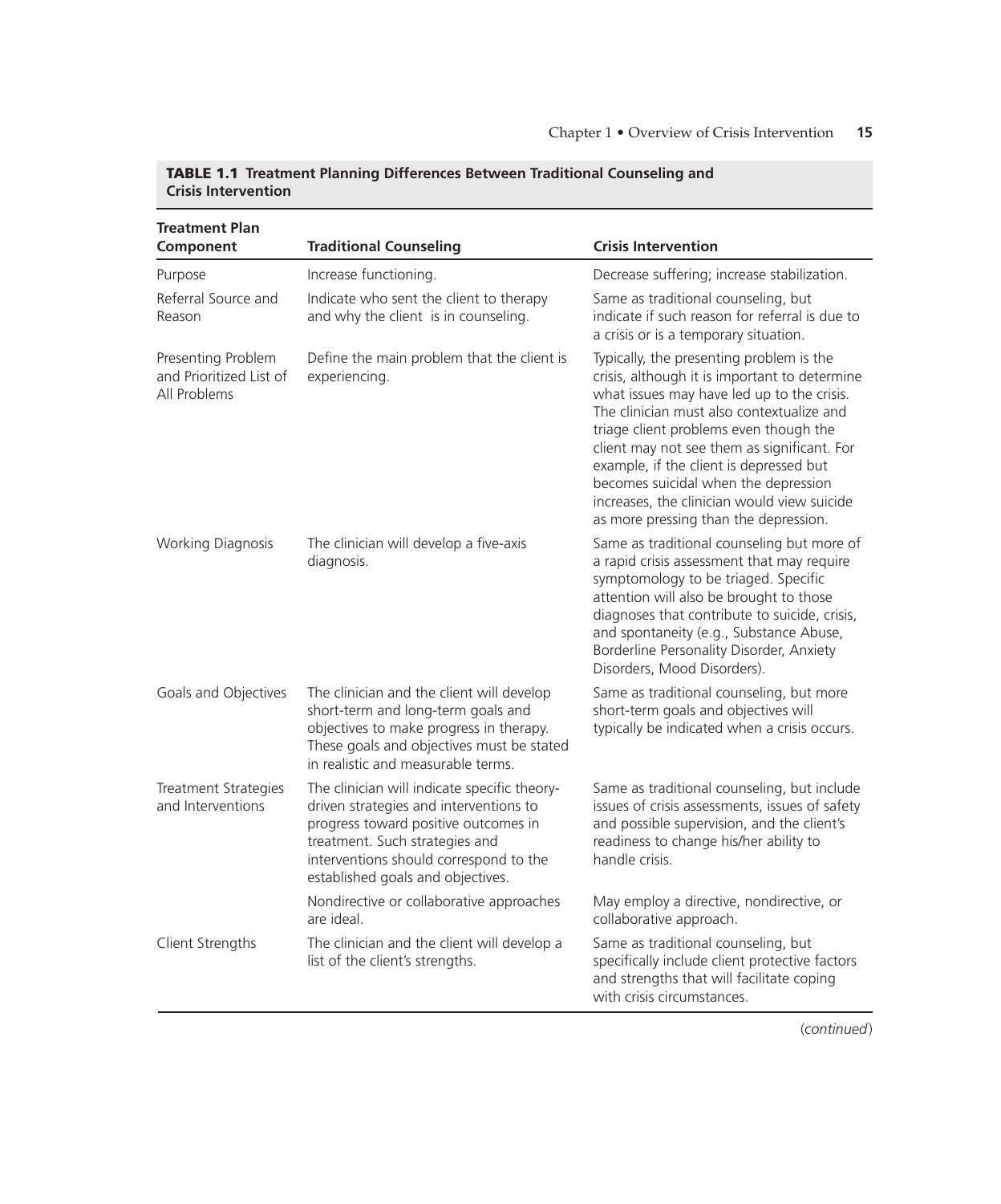**TABLE 1.1 Treatment Planning Differences Between Traditional Counseling and Crisis Intervention**

| Treatment Plan Component | Traditional Counseling | Crisis Intervention |
|---|---|---|
| Purpose | Increase functioning. | Decrease suffering; increase stabilization. |
| Referral Source and Reason | Indicate who sent the client to therapy and why the client is in counseling. | Same as traditional counseling, but indicate if such reason for referral is due to a crisis or is a temporary situation. |
| Presenting Problem and Prioritized List of All Problems | Define the main problem that the client is experiencing. | Typically, the presenting problem is the crisis, although it is important to determine what issues may have led up to the crisis. The clinician must also contextualize and triage client problems even though the client may not see them as significant. For example, if the client is depressed but becomes suicidal when the depression increases, the clinician would view suicide as more pressing than the depression. |
| Working Diagnosis | The clinician will develop a five-axis diagnosis. | Same as traditional counseling but more of a rapid crisis assessment that may require symptomology to be triaged. Specific attention will also be brought to those diagnoses that contribute to suicide, crisis, and spontaneity (e.g., Substance Abuse, Borderline Personality Disorder, Anxiety Disorders, Mood Disorders). |
| Goals and Objectives | The clinician and the client will develop short-term and long-term goals and objectives to make progress in therapy. These goals and objectives must be stated in realistic and measurable terms. | Same as traditional counseling, but more short-term goals and objectives will typically be indicated when a crisis occurs. |
| Treatment Strategies and Interventions | The clinician will indicate specific theory-driven strategies and interventions to progress toward positive outcomes in treatment. Such strategies and interventions should correspond to the established goals and objectives. | Same as traditional counseling, but include issues of crisis assessments, issues of safety and possible supervision, and the client's readiness to change his/her ability to handle crisis. |
| | Nondirective or collaborative approaches are ideal. | May employ a directive, nondirective, or collaborative approach. |
| Client Strengths | The clinician and the client will develop a list of the client's strengths. | Same as traditional counseling, but specifically include client protective factors and strengths that will facilitate coping with crisis circumstances. |

(*continued*)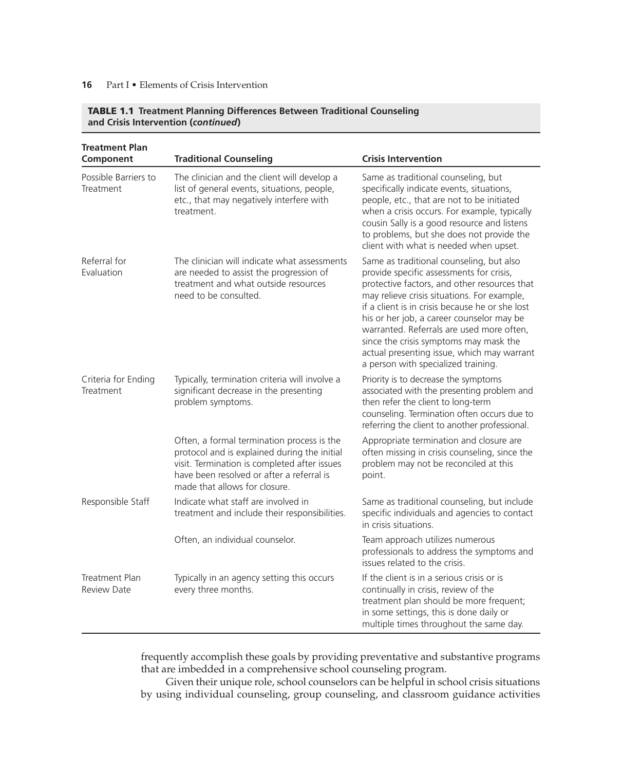**TABLE 1.1 Treatment Planning Differences Between Traditional Counseling and Crisis Intervention (*continued*)**

| Treatment Plan Component | Traditional Counseling | Crisis Intervention |
|---|---|---|
| Possible Barriers to Treatment | The clinician and the client will develop a list of general events, situations, people, etc., that may negatively interfere with treatment. | Same as traditional counseling, but specifically indicate events, situations, people, etc., that are not to be initiated when a crisis occurs. For example, typically cousin Sally is a good resource and listens to problems, but she does not provide the client with what is needed when upset. |
| Referral for Evaluation | The clinician will indicate what assessments are needed to assist the progression of treatment and what outside resources need to be consulted. | Same as traditional counseling, but also provide specific assessments for crisis, protective factors, and other resources that may relieve crisis situations. For example, if a client is in crisis because he or she lost his or her job, a career counselor may be warranted. Referrals are used more often, since the crisis symptoms may mask the actual presenting issue, which may warrant a person with specialized training. |
| Criteria for Ending Treatment | Typically, termination criteria will involve a significant decrease in the presenting problem symptoms. | Priority is to decrease the symptoms associated with the presenting problem and then refer the client to long-term counseling. Termination often occurs due to referring the client to another professional. |
| | Often, a formal termination process is the protocol and is explained during the initial visit. Termination is completed after issues have been resolved or after a referral is made that allows for closure. | Appropriate termination and closure are often missing in crisis counseling, since the problem may not be reconciled at this point. |
| Responsible Staff | Indicate what staff are involved in treatment and include their responsibilities. | Same as traditional counseling, but include specific individuals and agencies to contact in crisis situations. |
| | Often, an individual counselor. | Team approach utilizes numerous professionals to address the symptoms and issues related to the crisis. |
| Treatment Plan Review Date | Typically in an agency setting this occurs every three months. | If the client is in a serious crisis or is continually in crisis, review of the treatment plan should be more frequent; in some settings, this is done daily or multiple times throughout the same day. |

frequently accomplish these goals by providing preventative and substantive programs that are imbedded in a comprehensive school counseling program.

Given their unique role, school counselors can be helpful in school crisis situations by using individual counseling, group counseling, and classroom guidance activities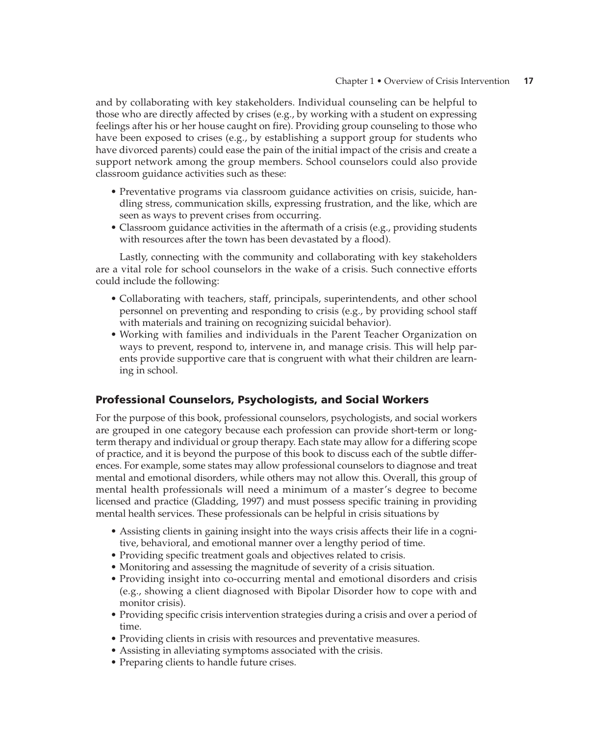and by collaborating with key stakeholders. Individual counseling can be helpful to those who are directly affected by crises (e.g., by working with a student on expressing feelings after his or her house caught on fire). Providing group counseling to those who have been exposed to crises (e.g., by establishing a support group for students who have divorced parents) could ease the pain of the initial impact of the crisis and create a support network among the group members. School counselors could also provide classroom guidance activities such as these:

- Preventative programs via classroom guidance activities on crisis, suicide, handling stress, communication skills, expressing frustration, and the like, which are seen as ways to prevent crises from occurring.
- Classroom guidance activities in the aftermath of a crisis (e.g., providing students with resources after the town has been devastated by a flood).

Lastly, connecting with the community and collaborating with key stakeholders are a vital role for school counselors in the wake of a crisis. Such connective efforts could include the following:

- Collaborating with teachers, staff, principals, superintendents, and other school personnel on preventing and responding to crisis (e.g., by providing school staff with materials and training on recognizing suicidal behavior).
- Working with families and individuals in the Parent Teacher Organization on ways to prevent, respond to, intervene in, and manage crisis. This will help parents provide supportive care that is congruent with what their children are learning in school.

## Professional Counselors, Psychologists, and Social Workers

For the purpose of this book, professional counselors, psychologists, and social workers are grouped in one category because each profession can provide short-term or long-term therapy and individual or group therapy. Each state may allow for a differing scope of practice, and it is beyond the purpose of this book to discuss each of the subtle differences. For example, some states may allow professional counselors to diagnose and treat mental and emotional disorders, while others may not allow this. Overall, this group of mental health professionals will need a minimum of a master's degree to become licensed and practice (Gladding, 1997) and must possess specific training in providing mental health services. These professionals can be helpful in crisis situations by

- Assisting clients in gaining insight into the ways crisis affects their life in a cognitive, behavioral, and emotional manner over a lengthy period of time.
- Providing specific treatment goals and objectives related to crisis.
- Monitoring and assessing the magnitude of severity of a crisis situation.
- Providing insight into co-occurring mental and emotional disorders and crisis (e.g., showing a client diagnosed with Bipolar Disorder how to cope with and monitor crisis).
- Providing specific crisis intervention strategies during a crisis and over a period of time.
- Providing clients in crisis with resources and preventative measures.
- Assisting in alleviating symptoms associated with the crisis.
- Preparing clients to handle future crises.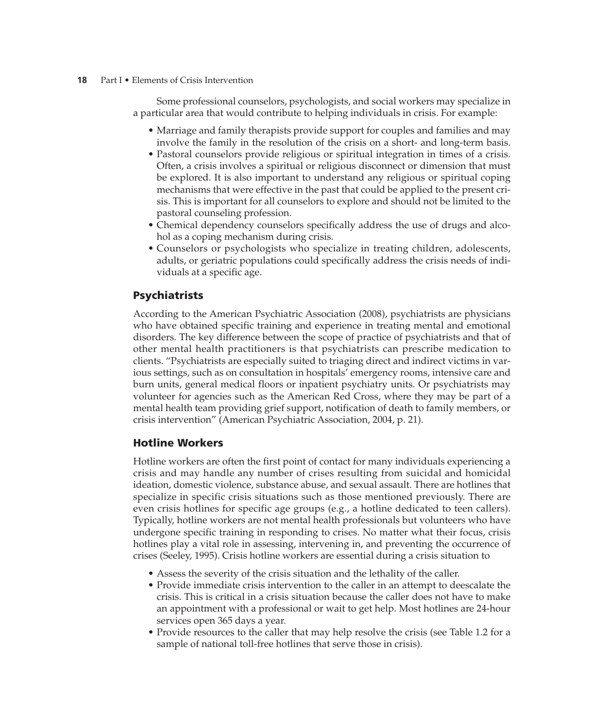Some professional counselors, psychologists, and social workers may specialize in a particular area that would contribute to helping individuals in crisis. For example:

- Marriage and family therapists provide support for couples and families and may involve the family in the resolution of the crisis on a short- and long-term basis.
- Pastoral counselors provide religious or spiritual integration in times of a crisis. Often, a crisis involves a spiritual or religious disconnect or dimension that must be explored. It is also important to understand any religious or spiritual coping mechanisms that were effective in the past that could be applied to the present crisis. This is important for all counselors to explore and should not be limited to the pastoral counseling profession.
- Chemical dependency counselors specifically address the use of drugs and alcohol as a coping mechanism during crisis.
- Counselors or psychologists who specialize in treating children, adolescents, adults, or geriatric populations could specifically address the crisis needs of individuals at a specific age.

## Psychiatrists

According to the American Psychiatric Association (2008), psychiatrists are physicians who have obtained specific training and experience in treating mental and emotional disorders. The key difference between the scope of practice of psychiatrists and that of other mental health practitioners is that psychiatrists can prescribe medication to clients. "Psychiatrists are especially suited to triaging direct and indirect victims in various settings, such as on consultation in hospitals' emergency rooms, intensive care and burn units, general medical floors or inpatient psychiatry units. Or psychiatrists may volunteer for agencies such as the American Red Cross, where they may be part of a mental health team providing grief support, notification of death to family members, or crisis intervention" (American Psychiatric Association, 2004, p. 21).

## Hotline Workers

Hotline workers are often the first point of contact for many individuals experiencing a crisis and may handle any number of crises resulting from suicidal and homicidal ideation, domestic violence, substance abuse, and sexual assault. There are hotlines that specialize in specific crisis situations such as those mentioned previously. There are even crisis hotlines for specific age groups (e.g., a hotline dedicated to teen callers). Typically, hotline workers are not mental health professionals but volunteers who have undergone specific training in responding to crises. No matter what their focus, crisis hotlines play a vital role in assessing, intervening in, and preventing the occurrence of crises (Seeley, 1995). Crisis hotline workers are essential during a crisis situation to

- Assess the severity of the crisis situation and the lethality of the caller.
- Provide immediate crisis intervention to the caller in an attempt to deescalate the crisis. This is critical in a crisis situation because the caller does not have to make an appointment with a professional or wait to get help. Most hotlines are 24-hour services open 365 days a year.
- Provide resources to the caller that may help resolve the crisis (see Table 1.2 for a sample of national toll-free hotlines that serve those in crisis).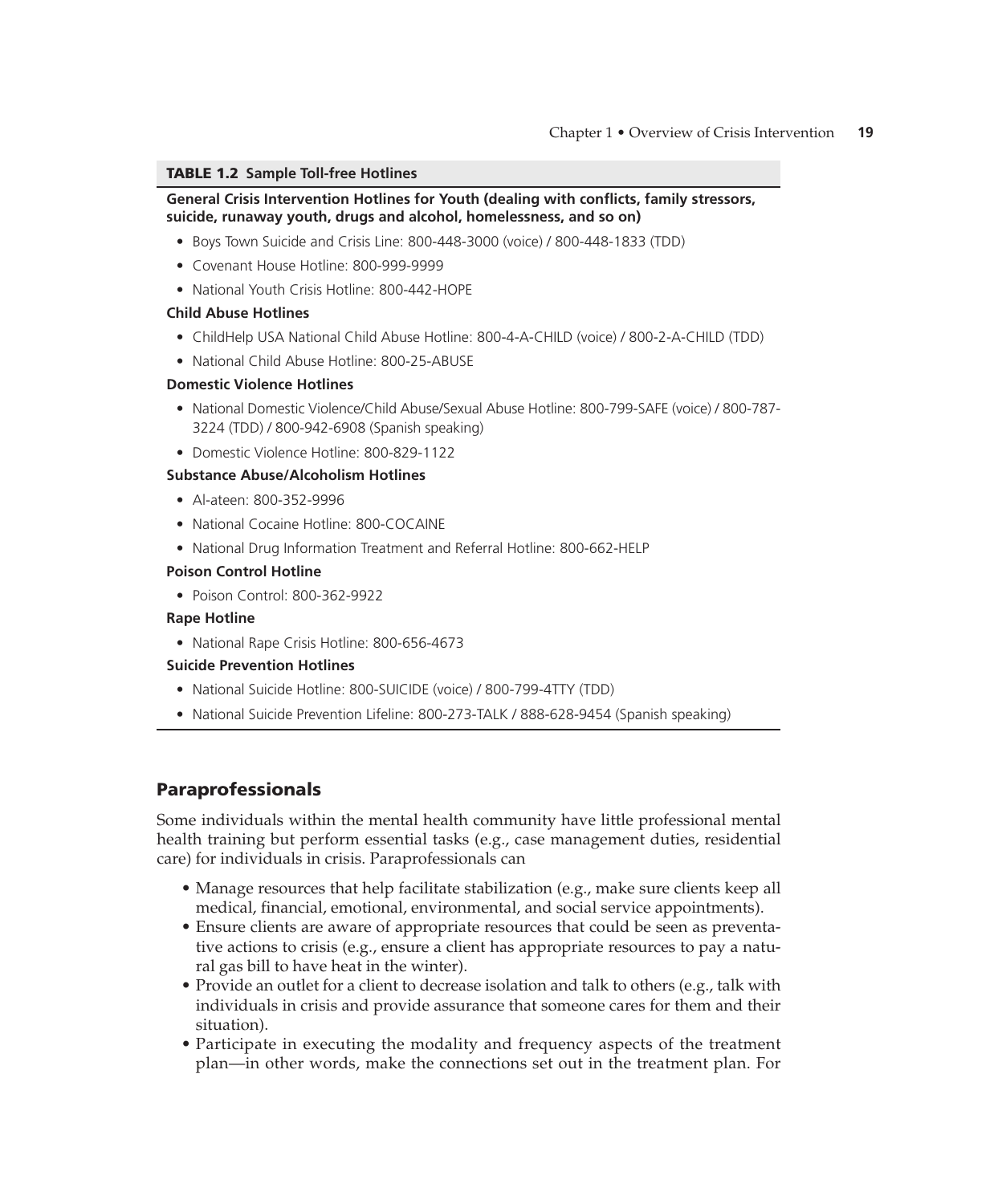**TABLE 1.2 Sample Toll-free Hotlines**

**General Crisis Intervention Hotlines for Youth (dealing with conflicts, family stressors, suicide, runaway youth, drugs and alcohol, homelessness, and so on)**

- Boys Town Suicide and Crisis Line: 800-448-3000 (voice) / 800-448-1833 (TDD)
- Covenant House Hotline: 800-999-9999
- National Youth Crisis Hotline: 800-442-HOPE

**Child Abuse Hotlines**

- ChildHelp USA National Child Abuse Hotline: 800-4-A-CHILD (voice) / 800-2-A-CHILD (TDD)
- National Child Abuse Hotline: 800-25-ABUSE

**Domestic Violence Hotlines**

- National Domestic Violence/Child Abuse/Sexual Abuse Hotline: 800-799-SAFE (voice) / 800-787-3224 (TDD) / 800-942-6908 (Spanish speaking)
- Domestic Violence Hotline: 800-829-1122

**Substance Abuse/Alcoholism Hotlines**

- Al-ateen: 800-352-9996
- National Cocaine Hotline: 800-COCAINE
- National Drug Information Treatment and Referral Hotline: 800-662-HELP

**Poison Control Hotline**

- Poison Control: 800-362-9922

**Rape Hotline**

- National Rape Crisis Hotline: 800-656-4673

**Suicide Prevention Hotlines**

- National Suicide Hotline: 800-SUICIDE (voice) / 800-799-4TTY (TDD)
- National Suicide Prevention Lifeline: 800-273-TALK / 888-628-9454 (Spanish speaking)

## Paraprofessionals

Some individuals within the mental health community have little professional mental health training but perform essential tasks (e.g., case management duties, residential care) for individuals in crisis. Paraprofessionals can

- Manage resources that help facilitate stabilization (e.g., make sure clients keep all medical, financial, emotional, environmental, and social service appointments).
- Ensure clients are aware of appropriate resources that could be seen as preventative actions to crisis (e.g., ensure a client has appropriate resources to pay a natural gas bill to have heat in the winter).
- Provide an outlet for a client to decrease isolation and talk to others (e.g., talk with individuals in crisis and provide assurance that someone cares for them and their situation).
- Participate in executing the modality and frequency aspects of the treatment plan—in other words, make the connections set out in the treatment plan. For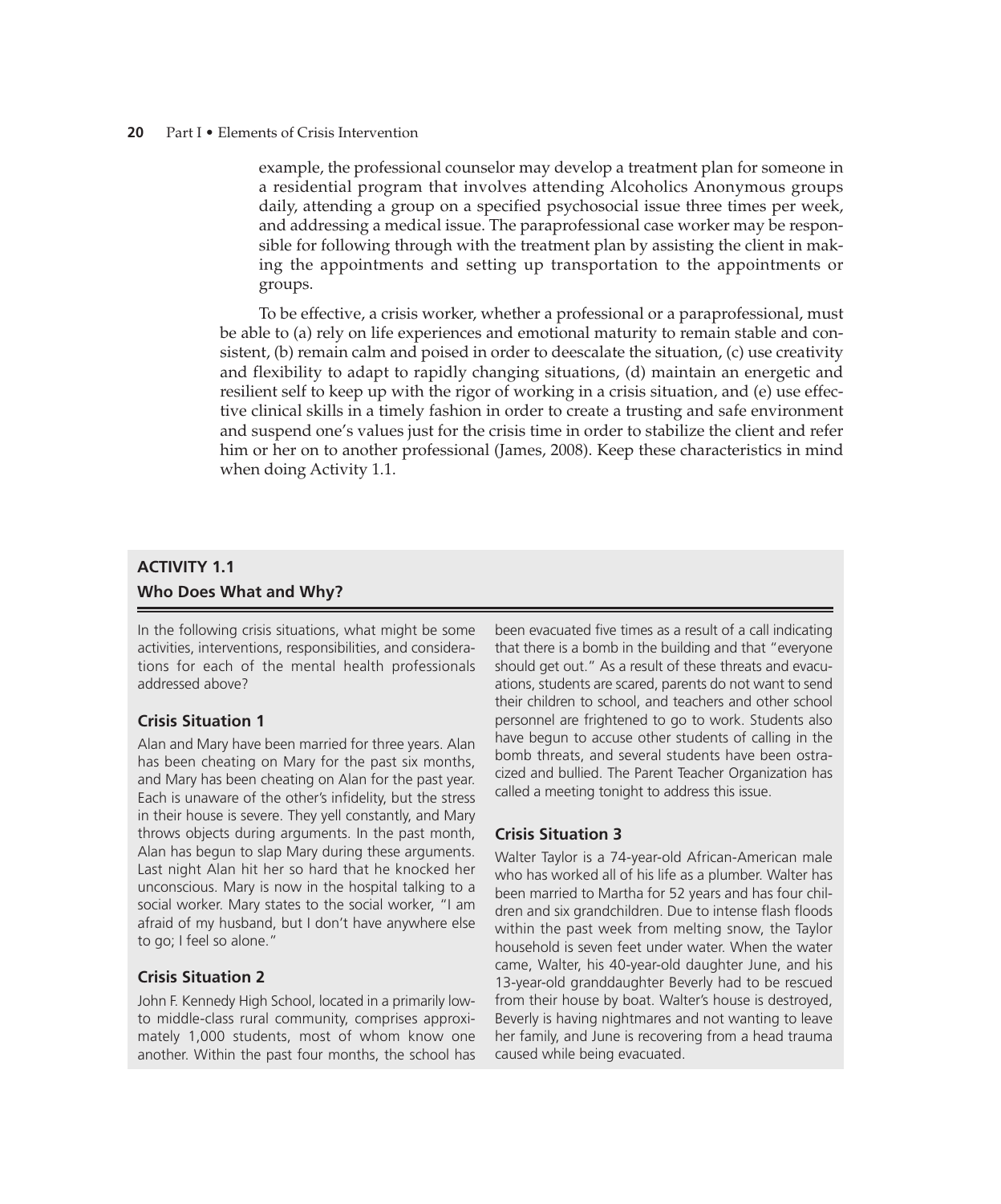example, the professional counselor may develop a treatment plan for someone in a residential program that involves attending Alcoholics Anonymous groups daily, attending a group on a specified psychosocial issue three times per week, and addressing a medical issue. The paraprofessional case worker may be responsible for following through with the treatment plan by assisting the client in making the appointments and setting up transportation to the appointments or groups.

To be effective, a crisis worker, whether a professional or a paraprofessional, must be able to (a) rely on life experiences and emotional maturity to remain stable and consistent, (b) remain calm and poised in order to deescalate the situation, (c) use creativity and flexibility to adapt to rapidly changing situations, (d) maintain an energetic and resilient self to keep up with the rigor of working in a crisis situation, and (e) use effective clinical skills in a timely fashion in order to create a trusting and safe environment and suspend one's values just for the crisis time in order to stabilize the client and refer him or her on to another professional (James, 2008). Keep these characteristics in mind when doing Activity 1.1.

## ACTIVITY 1.1

### Who Does What and Why?

In the following crisis situations, what might be some activities, interventions, responsibilities, and considerations for each of the mental health professionals addressed above?

#### Crisis Situation 1

Alan and Mary have been married for three years. Alan has been cheating on Mary for the past six months, and Mary has been cheating on Alan for the past year. Each is unaware of the other's infidelity, but the stress in their house is severe. They yell constantly, and Mary throws objects during arguments. In the past month, Alan has begun to slap Mary during these arguments. Last night Alan hit her so hard that he knocked her unconscious. Mary is now in the hospital talking to a social worker. Mary states to the social worker, "I am afraid of my husband, but I don't have anywhere else to go; I feel so alone."

#### Crisis Situation 2

John F. Kennedy High School, located in a primarily low- to middle-class rural community, comprises approximately 1,000 students, most of whom know one another. Within the past four months, the school has been evacuated five times as a result of a call indicating that there is a bomb in the building and that "everyone should get out." As a result of these threats and evacuations, students are scared, parents do not want to send their children to school, and teachers and other school personnel are frightened to go to work. Students also have begun to accuse other students of calling in the bomb threats, and several students have been ostracized and bullied. The Parent Teacher Organization has called a meeting tonight to address this issue.

#### Crisis Situation 3

Walter Taylor is a 74-year-old African-American male who has worked all of his life as a plumber. Walter has been married to Martha for 52 years and has four children and six grandchildren. Due to intense flash floods within the past week from melting snow, the Taylor household is seven feet under water. When the water came, Walter, his 40-year-old daughter June, and his 13-year-old granddaughter Beverly had to be rescued from their house by boat. Walter's house is destroyed, Beverly is having nightmares and not wanting to leave her family, and June is recovering from a head trauma caused while being evacuated.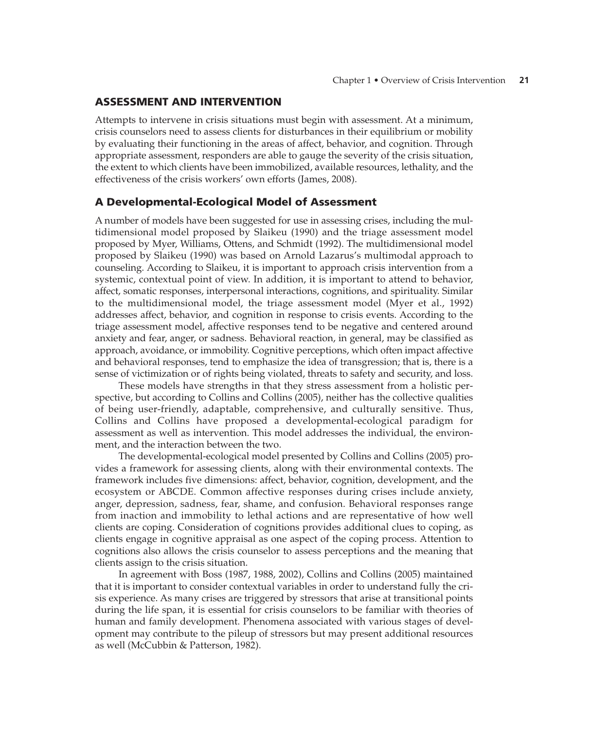## ASSESSMENT AND INTERVENTION

Attempts to intervene in crisis situations must begin with assessment. At a minimum, crisis counselors need to assess clients for disturbances in their equilibrium or mobility by evaluating their functioning in the areas of affect, behavior, and cognition. Through appropriate assessment, responders are able to gauge the severity of the crisis situation, the extent to which clients have been immobilized, available resources, lethality, and the effectiveness of the crisis workers' own efforts (James, 2008).

### A Developmental-Ecological Model of Assessment

A number of models have been suggested for use in assessing crises, including the multidimensional model proposed by Slaikeu (1990) and the triage assessment model proposed by Myer, Williams, Ottens, and Schmidt (1992). The multidimensional model proposed by Slaikeu (1990) was based on Arnold Lazarus's multimodal approach to counseling. According to Slaikeu, it is important to approach crisis intervention from a systemic, contextual point of view. In addition, it is important to attend to behavior, affect, somatic responses, interpersonal interactions, cognitions, and spirituality. Similar to the multidimensional model, the triage assessment model (Myer et al., 1992) addresses affect, behavior, and cognition in response to crisis events. According to the triage assessment model, affective responses tend to be negative and centered around anxiety and fear, anger, or sadness. Behavioral reaction, in general, may be classified as approach, avoidance, or immobility. Cognitive perceptions, which often impact affective and behavioral responses, tend to emphasize the idea of transgression; that is, there is a sense of victimization or of rights being violated, threats to safety and security, and loss.

These models have strengths in that they stress assessment from a holistic perspective, but according to Collins and Collins (2005), neither has the collective qualities of being user-friendly, adaptable, comprehensive, and culturally sensitive. Thus, Collins and Collins have proposed a developmental-ecological paradigm for assessment as well as intervention. This model addresses the individual, the environment, and the interaction between the two.

The developmental-ecological model presented by Collins and Collins (2005) provides a framework for assessing clients, along with their environmental contexts. The framework includes five dimensions: affect, behavior, cognition, development, and the ecosystem or ABCDE. Common affective responses during crises include anxiety, anger, depression, sadness, fear, shame, and confusion. Behavioral responses range from inaction and immobility to lethal actions and are representative of how well clients are coping. Consideration of cognitions provides additional clues to coping, as clients engage in cognitive appraisal as one aspect of the coping process. Attention to cognitions also allows the crisis counselor to assess perceptions and the meaning that clients assign to the crisis situation.

In agreement with Boss (1987, 1988, 2002), Collins and Collins (2005) maintained that it is important to consider contextual variables in order to understand fully the crisis experience. As many crises are triggered by stressors that arise at transitional points during the life span, it is essential for crisis counselors to be familiar with theories of human and family development. Phenomena associated with various stages of development may contribute to the pileup of stressors but may present additional resources as well (McCubbin & Patterson, 1982).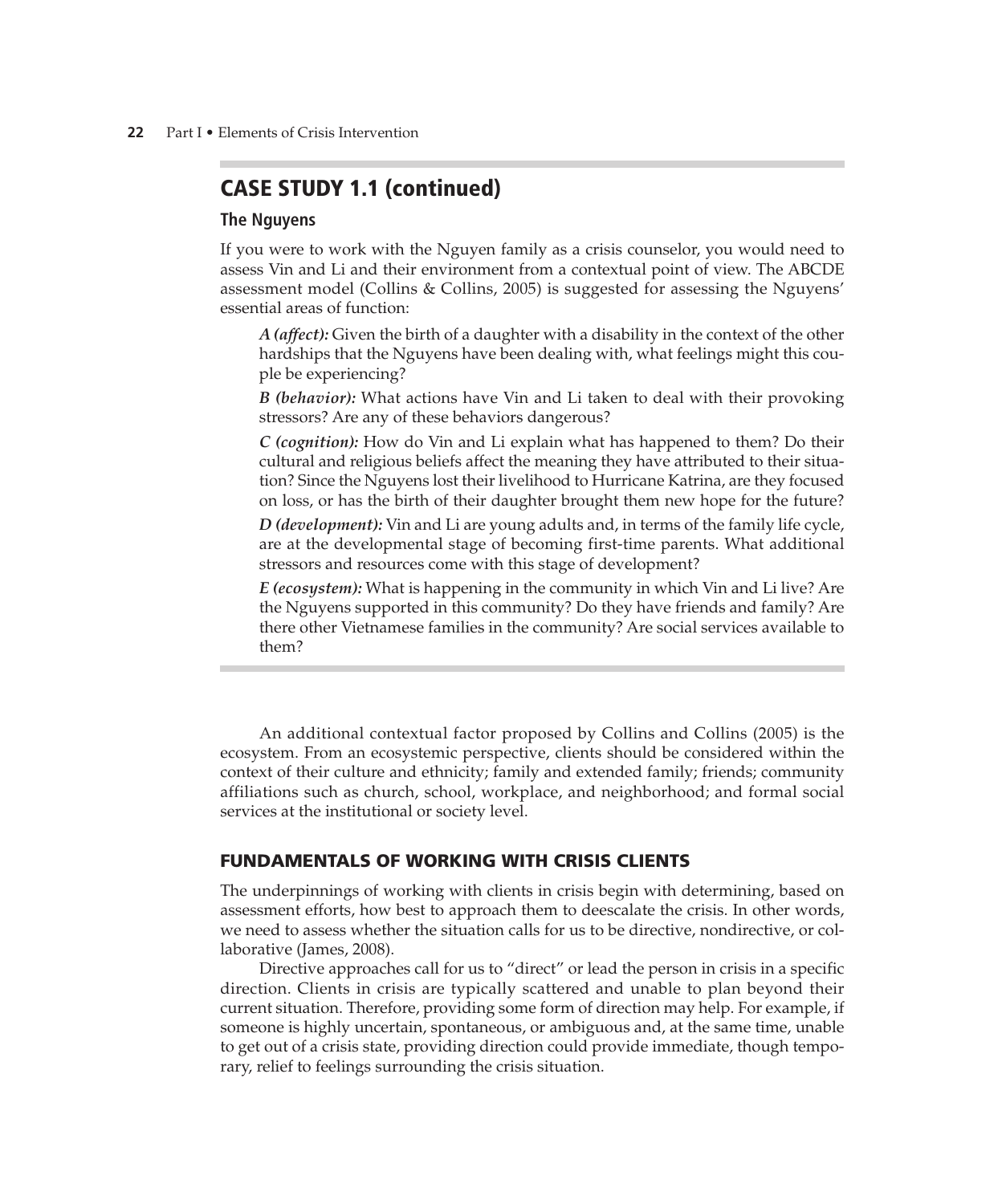## CASE STUDY 1.1 (continued)

### The Nguyens

If you were to work with the Nguyen family as a crisis counselor, you would need to assess Vin and Li and their environment from a contextual point of view. The ABCDE assessment model (Collins & Collins, 2005) is suggested for assessing the Nguyens' essential areas of function:

> ***A (affect):*** Given the birth of a daughter with a disability in the context of the other hardships that the Nguyens have been dealing with, what feelings might this couple be experiencing?
>
> ***B (behavior):*** What actions have Vin and Li taken to deal with their provoking stressors? Are any of these behaviors dangerous?
>
> ***C (cognition):*** How do Vin and Li explain what has happened to them? Do their cultural and religious beliefs affect the meaning they have attributed to their situation? Since the Nguyens lost their livelihood to Hurricane Katrina, are they focused on loss, or has the birth of their daughter brought them new hope for the future?
>
> ***D (development):*** Vin and Li are young adults and, in terms of the family life cycle, are at the developmental stage of becoming first-time parents. What additional stressors and resources come with this stage of development?
>
> ***E (ecosystem):*** What is happening in the community in which Vin and Li live? Are the Nguyens supported in this community? Do they have friends and family? Are there other Vietnamese families in the community? Are social services available to them?

An additional contextual factor proposed by Collins and Collins (2005) is the ecosystem. From an ecosystemic perspective, clients should be considered within the context of their culture and ethnicity; family and extended family; friends; community affiliations such as church, school, workplace, and neighborhood; and formal social services at the institutional or society level.

## FUNDAMENTALS OF WORKING WITH CRISIS CLIENTS

The underpinnings of working with clients in crisis begin with determining, based on assessment efforts, how best to approach them to deescalate the crisis. In other words, we need to assess whether the situation calls for us to be directive, nondirective, or collaborative (James, 2008).

Directive approaches call for us to "direct" or lead the person in crisis in a specific direction. Clients in crisis are typically scattered and unable to plan beyond their current situation. Therefore, providing some form of direction may help. For example, if someone is highly uncertain, spontaneous, or ambiguous and, at the same time, unable to get out of a crisis state, providing direction could provide immediate, though temporary, relief to feelings surrounding the crisis situation.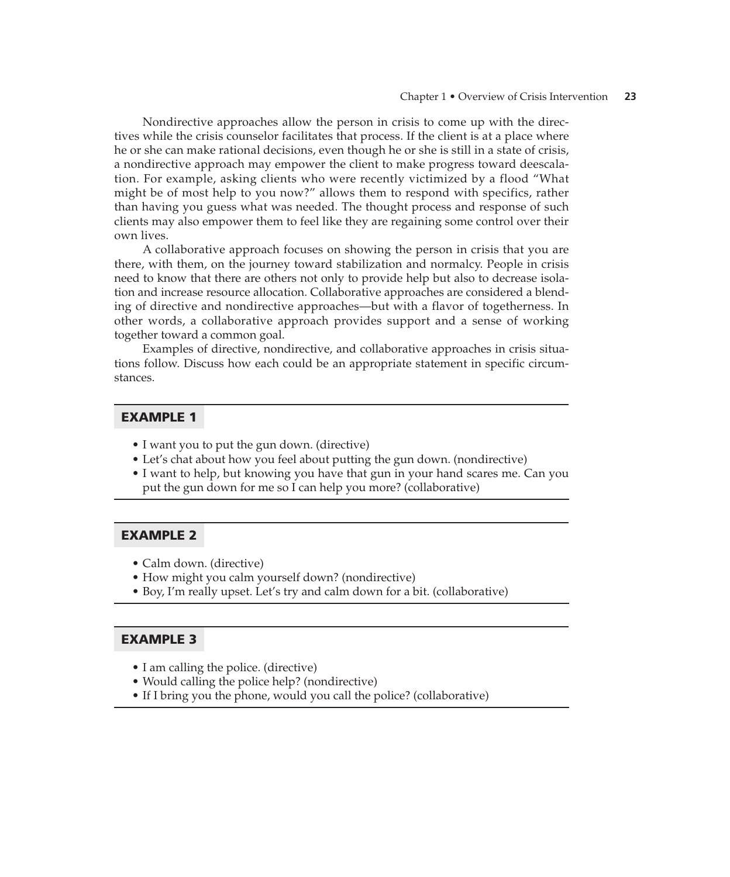Nondirective approaches allow the person in crisis to come up with the directives while the crisis counselor facilitates that process. If the client is at a place where he or she can make rational decisions, even though he or she is still in a state of crisis, a nondirective approach may empower the client to make progress toward deescalation. For example, asking clients who were recently victimized by a flood "What might be of most help to you now?" allows them to respond with specifics, rather than having you guess what was needed. The thought process and response of such clients may also empower them to feel like they are regaining some control over their own lives.

A collaborative approach focuses on showing the person in crisis that you are there, with them, on the journey toward stabilization and normalcy. People in crisis need to know that there are others not only to provide help but also to decrease isolation and increase resource allocation. Collaborative approaches are considered a blending of directive and nondirective approaches—but with a flavor of togetherness. In other words, a collaborative approach provides support and a sense of working together toward a common goal.

Examples of directive, nondirective, and collaborative approaches in crisis situations follow. Discuss how each could be an appropriate statement in specific circumstances.

### EXAMPLE 1

- I want you to put the gun down. (directive)
- Let's chat about how you feel about putting the gun down. (nondirective)
- I want to help, but knowing you have that gun in your hand scares me. Can you put the gun down for me so I can help you more? (collaborative)

### EXAMPLE 2

- Calm down. (directive)
- How might you calm yourself down? (nondirective)
- Boy, I'm really upset. Let's try and calm down for a bit. (collaborative)

### EXAMPLE 3

- I am calling the police. (directive)
- Would calling the police help? (nondirective)
- If I bring you the phone, would you call the police? (collaborative)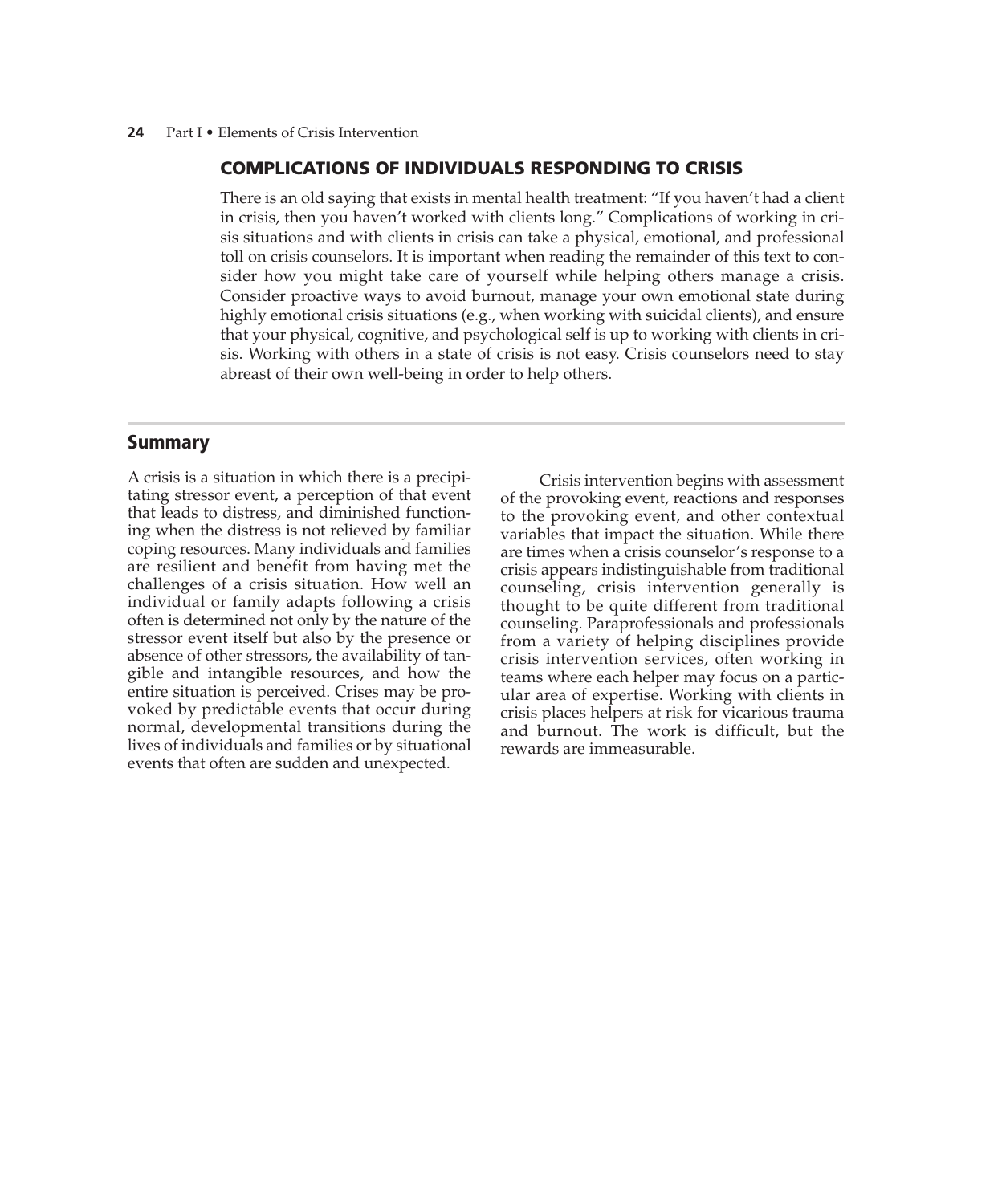## COMPLICATIONS OF INDIVIDUALS RESPONDING TO CRISIS

There is an old saying that exists in mental health treatment: "If you haven't had a client in crisis, then you haven't worked with clients long." Complications of working in crisis situations and with clients in crisis can take a physical, emotional, and professional toll on crisis counselors. It is important when reading the remainder of this text to consider how you might take care of yourself while helping others manage a crisis. Consider proactive ways to avoid burnout, manage your own emotional state during highly emotional crisis situations (e.g., when working with suicidal clients), and ensure that your physical, cognitive, and psychological self is up to working with clients in crisis. Working with others in a state of crisis is not easy. Crisis counselors need to stay abreast of their own well-being in order to help others.

## Summary

A crisis is a situation in which there is a precipitating stressor event, a perception of that event that leads to distress, and diminished functioning when the distress is not relieved by familiar coping resources. Many individuals and families are resilient and benefit from having met the challenges of a crisis situation. How well an individual or family adapts following a crisis often is determined not only by the nature of the stressor event itself but also by the presence or absence of other stressors, the availability of tangible and intangible resources, and how the entire situation is perceived. Crises may be provoked by predictable events that occur during normal, developmental transitions during the lives of individuals and families or by situational events that often are sudden and unexpected.

Crisis intervention begins with assessment of the provoking event, reactions and responses to the provoking event, and other contextual variables that impact the situation. While there are times when a crisis counselor's response to a crisis appears indistinguishable from traditional counseling, crisis intervention generally is thought to be quite different from traditional counseling. Paraprofessionals and professionals from a variety of helping disciplines provide crisis intervention services, often working in teams where each helper may focus on a particular area of expertise. Working with clients in crisis places helpers at risk for vicarious trauma and burnout. The work is difficult, but the rewards are immeasurable.